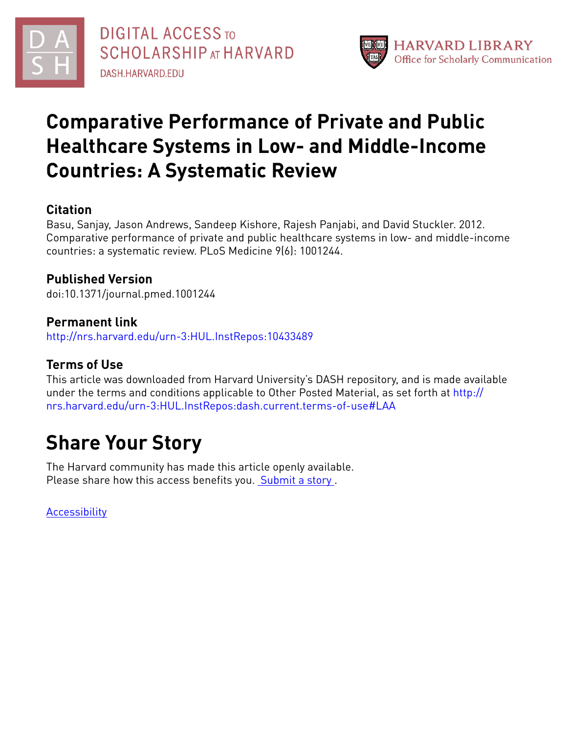DIGITAL ACCESS TO SCHOLARSHIP AT HARVARD

DASH.HARVARD.EDU

HARVARD LIBRARY
Office for Scholarly Communication

# Comparative Performance of Private and Public Healthcare Systems in Low- and Middle-Income Countries: A Systematic Review

## Citation

Basu, Sanjay, Jason Andrews, Sandeep Kishore, Rajesh Panjabi, and David Stuckler. 2012. Comparative performance of private and public healthcare systems in low- and middle-income countries: a systematic review. PLoS Medicine 9(6): 1001244.

## Published Version

doi:10.1371/journal.pmed.1001244

## Permanent link

http://nrs.harvard.edu/urn-3:HUL.InstRepos:10433489

## Terms of Use

This article was downloaded from Harvard University's DASH repository, and is made available under the terms and conditions applicable to Other Posted Material, as set forth at http://nrs.harvard.edu/urn-3:HUL.InstRepos:dash.current.terms-of-use#LAA

# Share Your Story

The Harvard community has made this article openly available.
Please share how this access benefits you. Submit a story .

Accessibility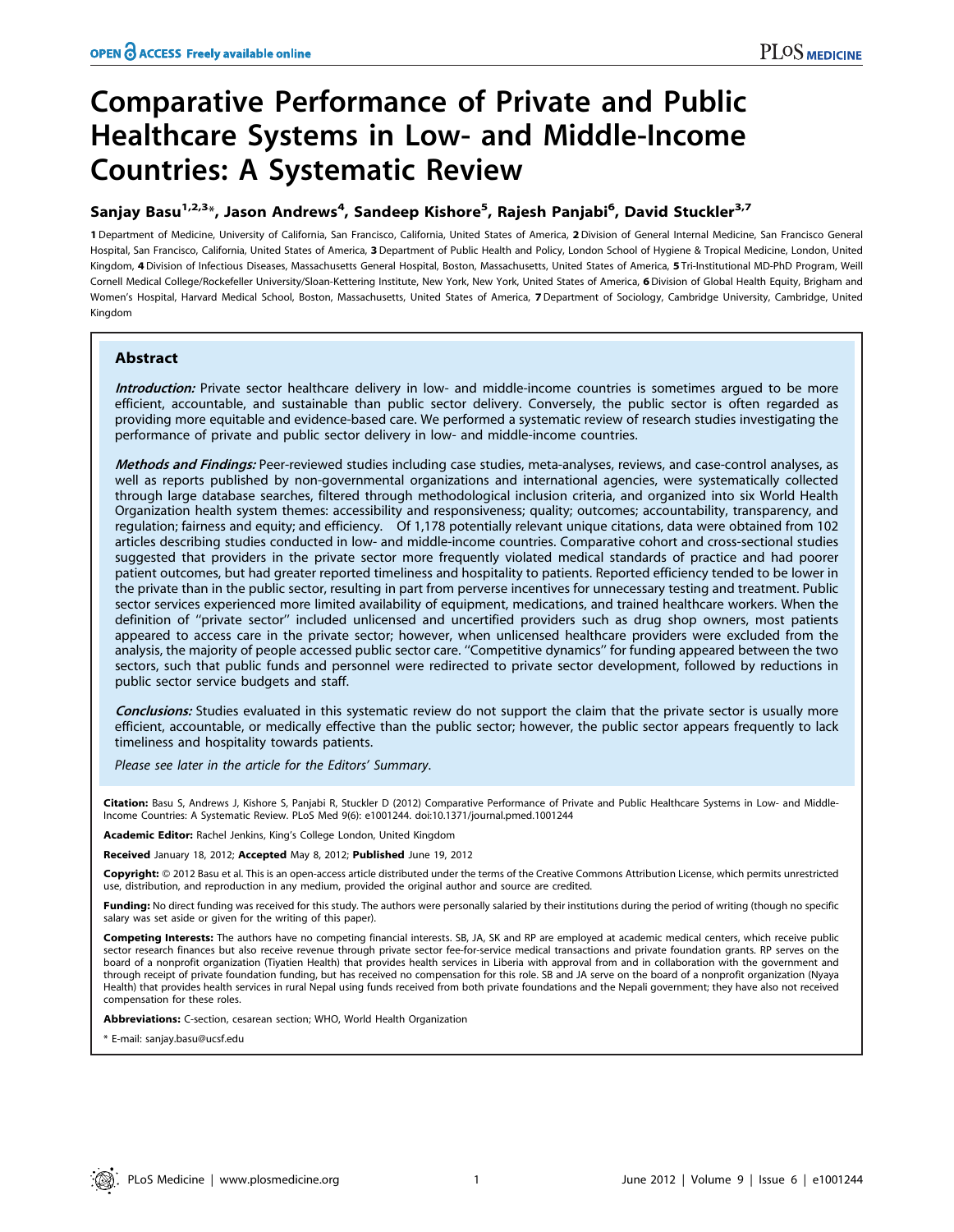# Comparative Performance of Private and Public Healthcare Systems in Low- and Middle-Income Countries: A Systematic Review

**Sanjay Basu[1,2,3]*, Jason Andrews[4], Sandeep Kishore[5], Rajesh Panjabi[6], David Stuckler[3,7]**

1 Department of Medicine, University of California, San Francisco, California, United States of America, 2 Division of General Internal Medicine, San Francisco General Hospital, San Francisco, California, United States of America, 3 Department of Public Health and Policy, London School of Hygiene & Tropical Medicine, London, United Kingdom, 4 Division of Infectious Diseases, Massachusetts General Hospital, Boston, Massachusetts, United States of America, 5 Tri-Institutional MD-PhD Program, Weill Cornell Medical College/Rockefeller University/Sloan-Kettering Institute, New York, New York, United States of America, 6 Division of Global Health Equity, Brigham and Women's Hospital, Harvard Medical School, Boston, Massachusetts, United States of America, 7 Department of Sociology, Cambridge University, Cambridge, United Kingdom

## Abstract

***Introduction:*** Private sector healthcare delivery in low- and middle-income countries is sometimes argued to be more efficient, accountable, and sustainable than public sector delivery. Conversely, the public sector is often regarded as providing more equitable and evidence-based care. We performed a systematic review of research studies investigating the performance of private and public sector delivery in low- and middle-income countries.

***Methods and Findings:*** Peer-reviewed studies including case studies, meta-analyses, reviews, and case-control analyses, as well as reports published by non-governmental organizations and international agencies, were systematically collected through large database searches, filtered through methodological inclusion criteria, and organized into six World Health Organization health system themes: accessibility and responsiveness; quality; outcomes; accountability, transparency, and regulation; fairness and equity; and efficiency. Of 1,178 potentially relevant unique citations, data were obtained from 102 articles describing studies conducted in low- and middle-income countries. Comparative cohort and cross-sectional studies suggested that providers in the private sector more frequently violated medical standards of practice and had poorer patient outcomes, but had greater reported timeliness and hospitality to patients. Reported efficiency tended to be lower in the private than in the public sector, resulting in part from perverse incentives for unnecessary testing and treatment. Public sector services experienced more limited availability of equipment, medications, and trained healthcare workers. When the definition of "private sector" included unlicensed and uncertified providers such as drug shop owners, most patients appeared to access care in the private sector; however, when unlicensed healthcare providers were excluded from the analysis, the majority of people accessed public sector care. "Competitive dynamics" for funding appeared between the two sectors, such that public funds and personnel were redirected to private sector development, followed by reductions in public sector service budgets and staff.

***Conclusions:*** Studies evaluated in this systematic review do not support the claim that the private sector is usually more efficient, accountable, or medically effective than the public sector; however, the public sector appears frequently to lack timeliness and hospitality towards patients.

*Please see later in the article for the Editors' Summary.*

**Citation:** Basu S, Andrews J, Kishore S, Panjabi R, Stuckler D (2012) Comparative Performance of Private and Public Healthcare Systems in Low- and Middle-Income Countries: A Systematic Review. PLoS Med 9(6): e1001244. doi:10.1371/journal.pmed.1001244

**Academic Editor:** Rachel Jenkins, King's College London, United Kingdom

**Received** January 18, 2012; **Accepted** May 8, 2012; **Published** June 19, 2012

**Copyright:** © 2012 Basu et al. This is an open-access article distributed under the terms of the Creative Commons Attribution License, which permits unrestricted use, distribution, and reproduction in any medium, provided the original author and source are credited.

**Funding:** No direct funding was received for this study. The authors were personally salaried by their institutions during the period of writing (though no specific salary was set aside or given for the writing of this paper).

**Competing Interests:** The authors have no competing financial interests. SB, JA, SK and RP are employed at academic medical centers, which receive public sector research finances but also receive revenue through private sector fee-for-service medical transactions and private foundation grants. RP serves on the board of a nonprofit organization (Tiyatien Health) that provides health services in Liberia with approval from and in collaboration with the government and through receipt of private foundation funding, but has received no compensation for this role. SB and JA serve on the board of a nonprofit organization (Nyaya Health) that provides health services in rural Nepal using funds received from both private foundations and the Nepali government; they have also not received compensation for these roles.

**Abbreviations:** C-section, cesarean section; WHO, World Health Organization

\* E-mail: sanjay.basu@ucsf.edu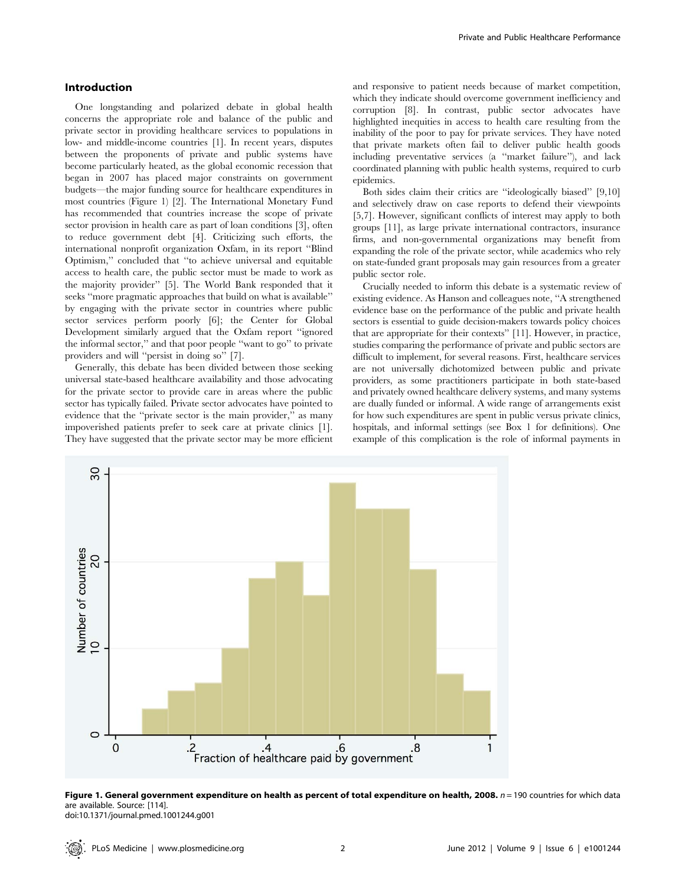## Introduction

One longstanding and polarized debate in global health concerns the appropriate role and balance of the public and private sector in providing healthcare services to populations in low- and middle-income countries [1]. In recent years, disputes between the proponents of private and public systems have become particularly heated, as the global economic recession that began in 2007 has placed major constraints on government budgets—the major funding source for healthcare expenditures in most countries (Figure 1) [2]. The International Monetary Fund has recommended that countries increase the scope of private sector provision in health care as part of loan conditions [3], often to reduce government debt [4]. Criticizing such efforts, the international nonprofit organization Oxfam, in its report "Blind Optimism," concluded that "to achieve universal and equitable access to health care, the public sector must be made to work as the majority provider" [5]. The World Bank responded that it seeks "more pragmatic approaches that build on what is available" by engaging with the private sector in countries where public sector services perform poorly [6]; the Center for Global Development similarly argued that the Oxfam report "ignored the informal sector," and that poor people "want to go" to private providers and will "persist in doing so" [7].

Generally, this debate has been divided between those seeking universal state-based healthcare availability and those advocating for the private sector to provide care in areas where the public sector has typically failed. Private sector advocates have pointed to evidence that the "private sector is the main provider," as many impoverished patients prefer to seek care at private clinics [1]. They have suggested that the private sector may be more efficient and responsive to patient needs because of market competition, which they indicate should overcome government inefficiency and corruption [8]. In contrast, public sector advocates have highlighted inequities in access to health care resulting from the inability of the poor to pay for private services. They have noted that private markets often fail to deliver public health goods including preventative services (a "market failure"), and lack coordinated planning with public health systems, required to curb epidemics.

Both sides claim their critics are "ideologically biased" [9,10] and selectively draw on case reports to defend their viewpoints [5,7]. However, significant conflicts of interest may apply to both groups [11], as large private international contractors, insurance firms, and non-governmental organizations may benefit from expanding the role of the private sector, while academics who rely on state-funded grant proposals may gain resources from a greater public sector role.

Crucially needed to inform this debate is a systematic review of existing evidence. As Hanson and colleagues note, "A strengthened evidence base on the performance of the public and private health sectors is essential to guide decision-makers towards policy choices that are appropriate for their contexts" [11]. However, in practice, studies comparing the performance of private and public sectors are difficult to implement, for several reasons. First, healthcare services are not universally dichotomized between public and private providers, as some practitioners participate in both state-based and privately owned healthcare delivery systems, and many systems are dually funded or informal. A wide range of arrangements exist for how such expenditures are spent in public versus private clinics, hospitals, and informal settings (see Box 1 for definitions). One example of this complication is the role of informal payments in

**Figure 1. General government expenditure on health as percent of total expenditure on health, 2008.** $n = 190$ countries for which data are available. Source: [114].
doi:10.1371/journal.pmed.1001244.g001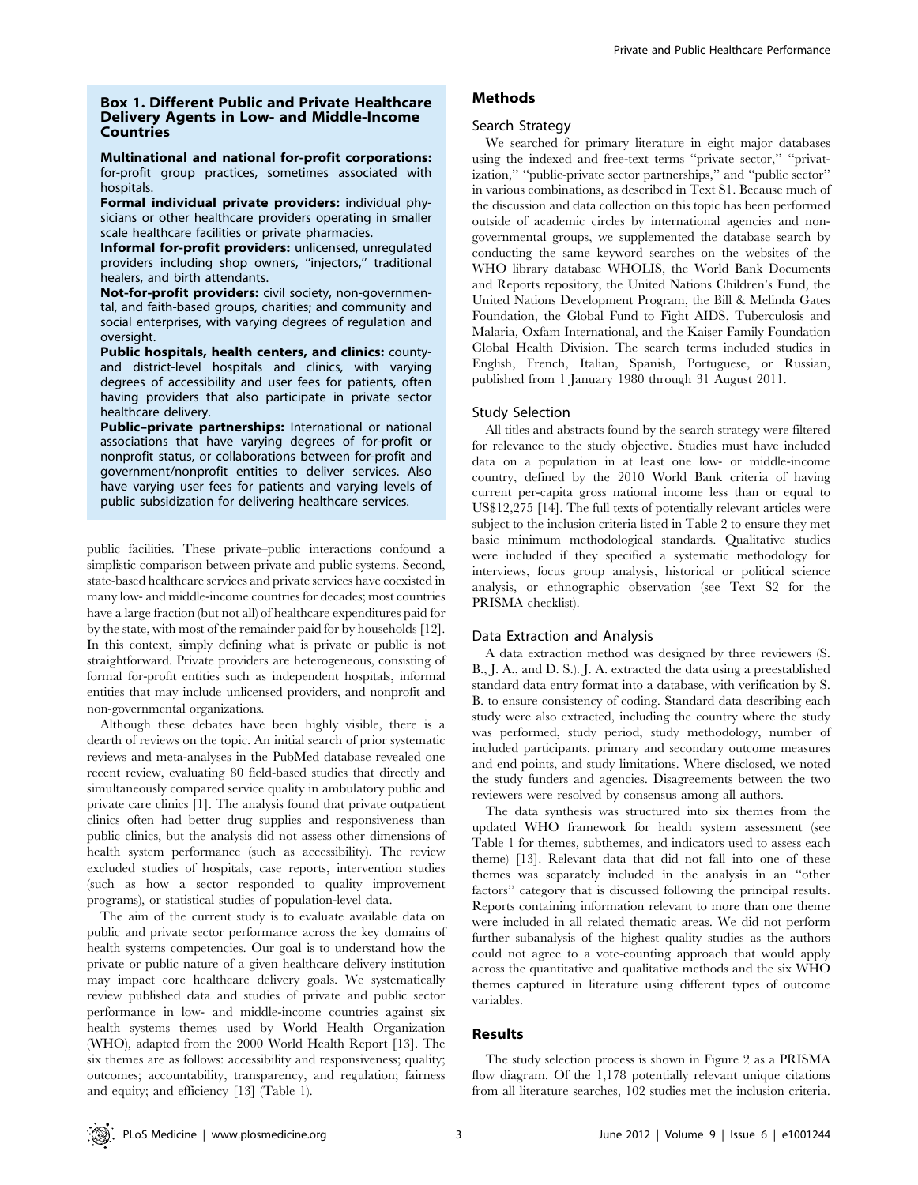### Box 1. Different Public and Private Healthcare Delivery Agents in Low- and Middle-Income Countries

**Multinational and national for-profit corporations:** for-profit group practices, sometimes associated with hospitals.

**Formal individual private providers:** individual physicians or other healthcare providers operating in smaller scale healthcare facilities or private pharmacies.

**Informal for-profit providers:** unlicensed, unregulated providers including shop owners, "injectors," traditional healers, and birth attendants.

**Not-for-profit providers:** civil society, non-governmental, and faith-based groups, charities; and community and social enterprises, with varying degrees of regulation and oversight.

**Public hospitals, health centers, and clinics:** county- and district-level hospitals and clinics, with varying degrees of accessibility and user fees for patients, often having providers that also participate in private sector healthcare delivery.

**Public–private partnerships:** International or national associations that have varying degrees of for-profit or nonprofit status, or collaborations between for-profit and government/nonprofit entities to deliver services. Also have varying user fees for patients and varying levels of public subsidization for delivering healthcare services.

public facilities. These private–public interactions confound a simplistic comparison between private and public systems. Second, state-based healthcare services and private services have coexisted in many low- and middle-income countries for decades; most countries have a large fraction (but not all) of healthcare expenditures paid for by the state, with most of the remainder paid for by households [12]. In this context, simply defining what is private or public is not straightforward. Private providers are heterogeneous, consisting of formal for-profit entities such as independent hospitals, informal entities that may include unlicensed providers, and nonprofit and non-governmental organizations.

Although these debates have been highly visible, there is a dearth of reviews on the topic. An initial search of prior systematic reviews and meta-analyses in the PubMed database revealed one recent review, evaluating 80 field-based studies that directly and simultaneously compared service quality in ambulatory public and private care clinics [1]. The analysis found that private outpatient clinics often had better drug supplies and responsiveness than public clinics, but the analysis did not assess other dimensions of health system performance (such as accessibility). The review excluded studies of hospitals, case reports, intervention studies (such as how a sector responded to quality improvement programs), or statistical studies of population-level data.

The aim of the current study is to evaluate available data on public and private sector performance across the key domains of health systems competencies. Our goal is to understand how the private or public nature of a given healthcare delivery institution may impact core healthcare delivery goals. We systematically review published data and studies of private and public sector performance in low- and middle-income countries against six health systems themes used by World Health Organization (WHO), adapted from the 2000 World Health Report [13]. The six themes are as follows: accessibility and responsiveness; quality; outcomes; accountability, transparency, and regulation; fairness and equity; and efficiency [13] (Table 1).

## Methods

### Search Strategy

We searched for primary literature in eight major databases using the indexed and free-text terms "private sector," "privatization," "public-private sector partnerships," and "public sector" in various combinations, as described in Text S1. Because much of the discussion and data collection on this topic has been performed outside of academic circles by international agencies and non-governmental groups, we supplemented the database search by conducting the same keyword searches on the websites of the WHO library database WHOLIS, the World Bank Documents and Reports repository, the United Nations Children's Fund, the United Nations Development Program, the Bill & Melinda Gates Foundation, the Global Fund to Fight AIDS, Tuberculosis and Malaria, Oxfam International, and the Kaiser Family Foundation Global Health Division. The search terms included studies in English, French, Italian, Spanish, Portuguese, or Russian, published from 1 January 1980 through 31 August 2011.

### Study Selection

All titles and abstracts found by the search strategy were filtered for relevance to the study objective. Studies must have included data on a population in at least one low- or middle-income country, defined by the 2010 World Bank criteria of having current per-capita gross national income less than or equal to US$12,275 [14]. The full texts of potentially relevant articles were subject to the inclusion criteria listed in Table 2 to ensure they met basic minimum methodological standards. Qualitative studies were included if they specified a systematic methodology for interviews, focus group analysis, historical or political science analysis, or ethnographic observation (see Text S2 for the PRISMA checklist).

### Data Extraction and Analysis

A data extraction method was designed by three reviewers (S. B., J. A., and D. S.). J. A. extracted the data using a preestablished standard data entry format into a database, with verification by S. B. to ensure consistency of coding. Standard data describing each study were also extracted, including the country where the study was performed, study period, study methodology, number of included participants, primary and secondary outcome measures and end points, and study limitations. Where disclosed, we noted the study funders and agencies. Disagreements between the two reviewers were resolved by consensus among all authors.

The data synthesis was structured into six themes from the updated WHO framework for health system assessment (see Table 1 for themes, subthemes, and indicators used to assess each theme) [13]. Relevant data that did not fall into one of these themes was separately included in the analysis in an "other factors" category that is discussed following the principal results. Reports containing information relevant to more than one theme were included in all related thematic areas. We did not perform further subanalysis of the highest quality studies as the authors could not agree to a vote-counting approach that would apply across the quantitative and qualitative methods and the six WHO themes captured in literature using different types of outcome variables.

## Results

The study selection process is shown in Figure 2 as a PRISMA flow diagram. Of the 1,178 potentially relevant unique citations from all literature searches, 102 studies met the inclusion criteria.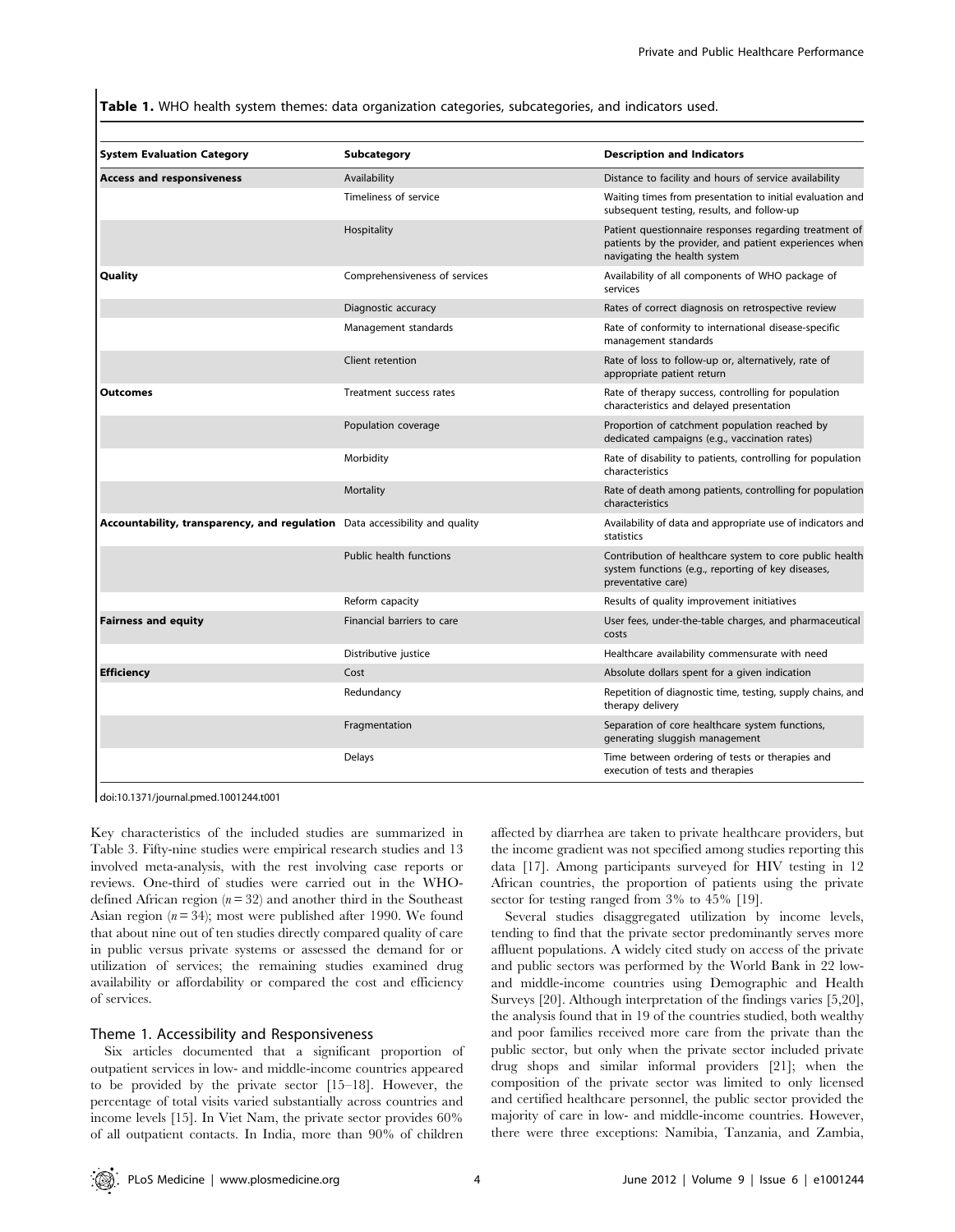**Table 1.** WHO health system themes: data organization categories, subcategories, and indicators used.

| System Evaluation Category | Subcategory | Description and Indicators |
|---|---|---|
| **Access and responsiveness** | Availability | Distance to facility and hours of service availability |
| | Timeliness of service | Waiting times from presentation to initial evaluation and subsequent testing, results, and follow-up |
| | Hospitality | Patient questionnaire responses regarding treatment of patients by the provider, and patient experiences when navigating the health system |
| **Quality** | Comprehensiveness of services | Availability of all components of WHO package of services |
| | Diagnostic accuracy | Rates of correct diagnosis on retrospective review |
| | Management standards | Rate of conformity to international disease-specific management standards |
| | Client retention | Rate of loss to follow-up or, alternatively, rate of appropriate patient return |
| **Outcomes** | Treatment success rates | Rate of therapy success, controlling for population characteristics and delayed presentation |
| | Population coverage | Proportion of catchment population reached by dedicated campaigns (e.g., vaccination rates) |
| | Morbidity | Rate of disability to patients, controlling for population characteristics |
| | Mortality | Rate of death among patients, controlling for population characteristics |
| **Accountability, transparency, and regulation** | Data accessibility and quality | Availability of data and appropriate use of indicators and statistics |
| | Public health functions | Contribution of healthcare system to core public health system functions (e.g., reporting of key diseases, preventative care) |
| | Reform capacity | Results of quality improvement initiatives |
| **Fairness and equity** | Financial barriers to care | User fees, under-the-table charges, and pharmaceutical costs |
| | Distributive justice | Healthcare availability commensurate with need |
| **Efficiency** | Cost | Absolute dollars spent for a given indication |
| | Redundancy | Repetition of diagnostic time, testing, supply chains, and therapy delivery |
| | Fragmentation | Separation of core healthcare system functions, generating sluggish management |
| | Delays | Time between ordering of tests or therapies and execution of tests and therapies |

doi:10.1371/journal.pmed.1001244.t001

Key characteristics of the included studies are summarized in Table 3. Fifty-nine studies were empirical research studies and 13 involved meta-analysis, with the rest involving case reports or reviews. One-third of studies were carried out in the WHO-defined African region ($n = 32$) and another third in the Southeast Asian region ($n = 34$); most were published after 1990. We found that about nine out of ten studies directly compared quality of care in public versus private systems or assessed the demand for or utilization of services; the remaining studies examined drug availability or affordability or compared the cost and efficiency of services.

### Theme 1. Accessibility and Responsiveness

Six articles documented that a significant proportion of outpatient services in low- and middle-income countries appeared to be provided by the private sector [15–18]. However, the percentage of total visits varied substantially across countries and income levels [15]. In Viet Nam, the private sector provides 60% of all outpatient contacts. In India, more than 90% of children affected by diarrhea are taken to private healthcare providers, but the income gradient was not specified among studies reporting this data [17]. Among participants surveyed for HIV testing in 12 African countries, the proportion of patients using the private sector for testing ranged from 3% to 45% [19].

Several studies disaggregated utilization by income levels, tending to find that the private sector predominantly serves more affluent populations. A widely cited study on access of the private and public sectors was performed by the World Bank in 22 low- and middle-income countries using Demographic and Health Surveys [20]. Although interpretation of the findings varies [5,20], the analysis found that in 19 of the countries studied, both wealthy and poor families received more care from the private than the public sector, but only when the private sector included private drug shops and similar informal providers [21]; when the composition of the private sector was limited to only licensed and certified healthcare personnel, the public sector provided the majority of care in low- and middle-income countries. However, there were three exceptions: Namibia, Tanzania, and Zambia,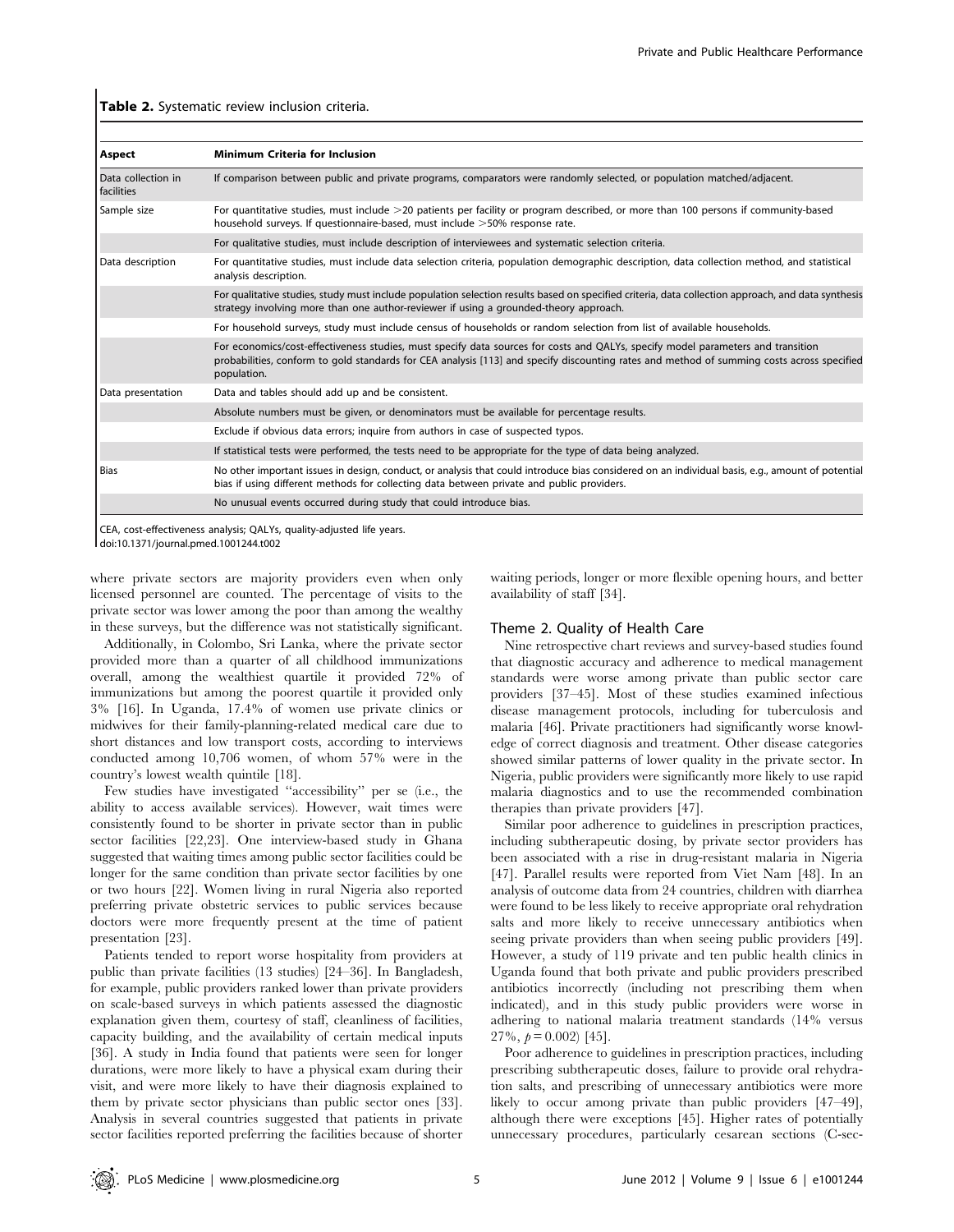**Table 2.** Systematic review inclusion criteria.

| Aspect | Minimum Criteria for Inclusion |
|---|---|
| Data collection in facilities | If comparison between public and private programs, comparators were randomly selected, or population matched/adjacent. |
| Sample size | For quantitative studies, must include >20 patients per facility or program described, or more than 100 persons if community-based household surveys. If questionnaire-based, must include >50% response rate. |
| | For qualitative studies, must include description of interviewees and systematic selection criteria. |
| Data description | For quantitative studies, must include data selection criteria, population demographic description, data collection method, and statistical analysis description. |
| | For qualitative studies, study must include population selection results based on specified criteria, data collection approach, and data synthesis strategy involving more than one author-reviewer if using a grounded-theory approach. |
| | For household surveys, study must include census of households or random selection from list of available households. |
| | For economics/cost-effectiveness studies, must specify data sources for costs and QALYs, specify model parameters and transition probabilities, conform to gold standards for CEA analysis [113] and specify discounting rates and method of summing costs across specified population. |
| Data presentation | Data and tables should add up and be consistent. |
| | Absolute numbers must be given, or denominators must be available for percentage results. |
| | Exclude if obvious data errors; inquire from authors in case of suspected typos. |
| | If statistical tests were performed, the tests need to be appropriate for the type of data being analyzed. |
| Bias | No other important issues in design, conduct, or analysis that could introduce bias considered on an individual basis, e.g., amount of potential bias if using different methods for collecting data between private and public providers. |
| | No unusual events occurred during study that could introduce bias. |

CEA, cost-effectiveness analysis; QALYs, quality-adjusted life years.
doi:10.1371/journal.pmed.1001244.t002

where private sectors are majority providers even when only licensed personnel are counted. The percentage of visits to the private sector was lower among the poor than among the wealthy in these surveys, but the difference was not statistically significant.

Additionally, in Colombo, Sri Lanka, where the private sector provided more than a quarter of all childhood immunizations overall, among the wealthiest quartile it provided 72% of immunizations but among the poorest quartile it provided only 3% [16]. In Uganda, 17.4% of women use private clinics or midwives for their family-planning-related medical care due to short distances and low transport costs, according to interviews conducted among 10,706 women, of whom 57% were in the country's lowest wealth quintile [18].

Few studies have investigated "accessibility" per se (i.e., the ability to access available services). However, wait times were consistently found to be shorter in private sector than in public sector facilities [22,23]. One interview-based study in Ghana suggested that waiting times among public sector facilities could be longer for the same condition than private sector facilities by one or two hours [22]. Women living in rural Nigeria also reported preferring private obstetric services to public services because doctors were more frequently present at the time of patient presentation [23].

Patients tended to report worse hospitality from providers at public than private facilities (13 studies) [24–36]. In Bangladesh, for example, public providers ranked lower than private providers on scale-based surveys in which patients assessed the diagnostic explanation given them, courtesy of staff, cleanliness of facilities, capacity building, and the availability of certain medical inputs [36]. A study in India found that patients were seen for longer durations, were more likely to have a physical exam during their visit, and were more likely to have their diagnosis explained to them by private sector physicians than public sector ones [33]. Analysis in several countries suggested that patients in private sector facilities reported preferring the facilities because of shorter waiting periods, longer or more flexible opening hours, and better availability of staff [34].

## Theme 2. Quality of Health Care

Nine retrospective chart reviews and survey-based studies found that diagnostic accuracy and adherence to medical management standards were worse among private than public sector care providers [37–45]. Most of these studies examined infectious disease management protocols, including for tuberculosis and malaria [46]. Private practitioners had significantly worse knowledge of correct diagnosis and treatment. Other disease categories showed similar patterns of lower quality in the private sector. In Nigeria, public providers were significantly more likely to use rapid malaria diagnostics and to use the recommended combination therapies than private providers [47].

Similar poor adherence to guidelines in prescription practices, including subtherapeutic dosing, by private sector providers has been associated with a rise in drug-resistant malaria in Nigeria [47]. Parallel results were reported from Viet Nam [48]. In an analysis of outcome data from 24 countries, children with diarrhea were found to be less likely to receive appropriate oral rehydration salts and more likely to receive unnecessary antibiotics when seeing private providers than when seeing public providers [49]. However, a study of 119 private and ten public health clinics in Uganda found that both private and public providers prescribed antibiotics incorrectly (including not prescribing them when indicated), and in this study public providers were worse in adhering to national malaria treatment standards (14% versus 27%, $p = 0.002$) [45].

Poor adherence to guidelines in prescription practices, including prescribing subtherapeutic doses, failure to provide oral rehydration salts, and prescribing of unnecessary antibiotics were more likely to occur among private than public providers [47–49], although there were exceptions [45]. Higher rates of potentially unnecessary procedures, particularly cesarean sections (C-sec-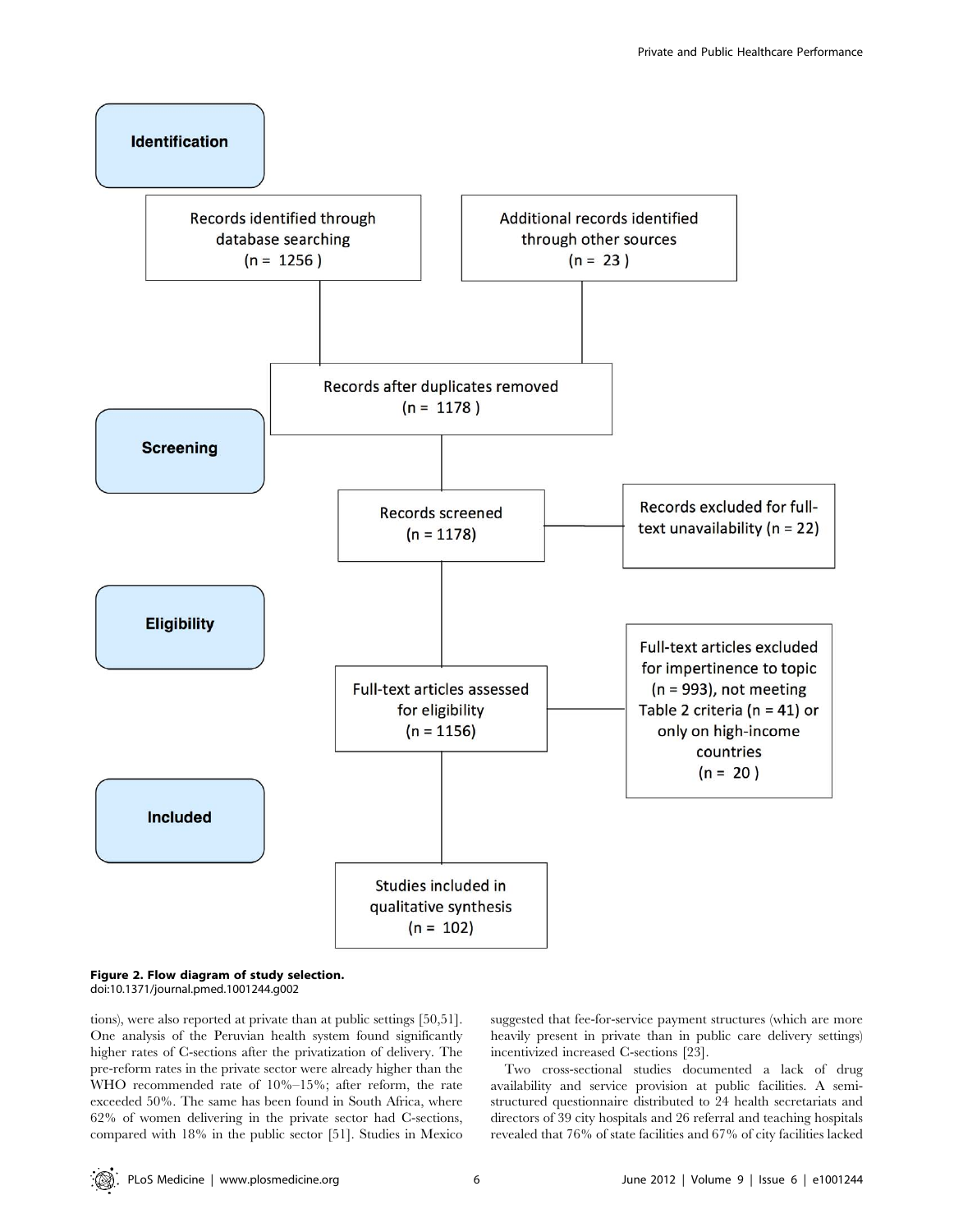**Identification**

Records identified through database searching (n = 1256)

Additional records identified through other sources (n = 23)

Records after duplicates removed (n = 1178)

**Screening**

Records screened (n = 1178)

Records excluded for full-text unavailability (n = 22)

**Eligibility**

Full-text articles assessed for eligibility (n = 1156)

Full-text articles excluded for impertinence to topic (n = 993), not meeting Table 2 criteria (n = 41) or only on high-income countries (n = 20)

**Included**

Studies included in qualitative synthesis (n = 102)

**Figure 2. Flow diagram of study selection.**
doi:10.1371/journal.pmed.1001244.g002

tions), were also reported at private than at public settings [50,51]. One analysis of the Peruvian health system found significantly higher rates of C-sections after the privatization of delivery. The pre-reform rates in the private sector were already higher than the WHO recommended rate of 10%–15%; after reform, the rate exceeded 50%. The same has been found in South Africa, where 62% of women delivering in the private sector had C-sections, compared with 18% in the public sector [51]. Studies in Mexico suggested that fee-for-service payment structures (which are more heavily present in private than in public care delivery settings) incentivized increased C-sections [23].

Two cross-sectional studies documented a lack of drug availability and service provision at public facilities. A semi-structured questionnaire distributed to 24 health secretariats and directors of 39 city hospitals and 26 referral and teaching hospitals revealed that 76% of state facilities and 67% of city facilities lacked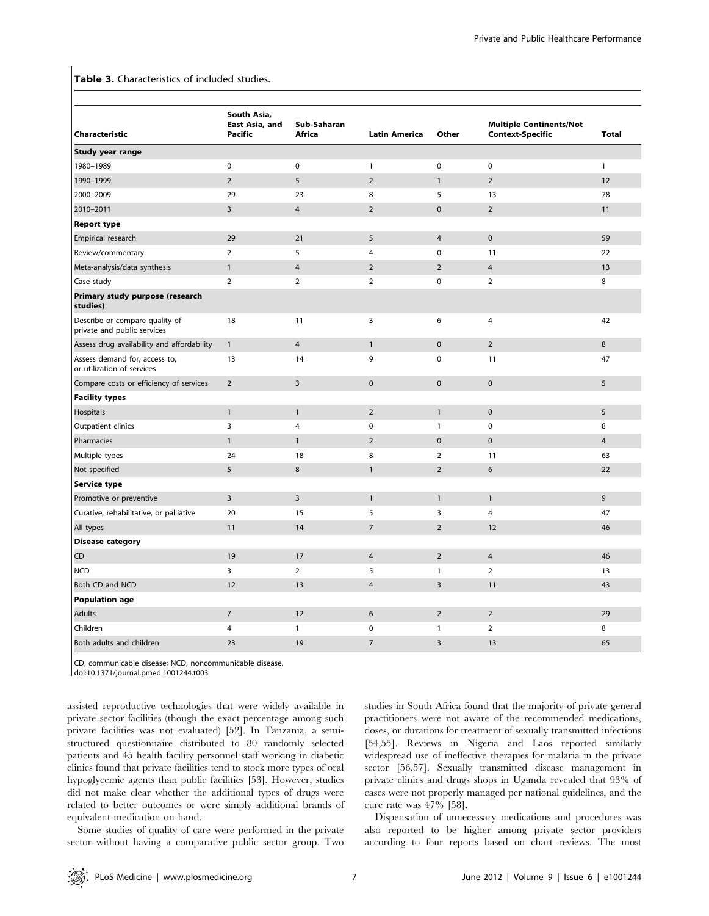**Table 3.** Characteristics of included studies.

| Characteristic | South Asia, East Asia, and Pacific | Sub-Saharan Africa | Latin America | Other | Multiple Continents/Not Context-Specific | Total |
|---|---|---|---|---|---|---|
| **Study year range** | | | | | | |
| 1980–1989 | 0 | 0 | 1 | 0 | 0 | 1 |
| 1990–1999 | 2 | 5 | 2 | 1 | 2 | 12 |
| 2000–2009 | 29 | 23 | 8 | 5 | 13 | 78 |
| 2010–2011 | 3 | 4 | 2 | 0 | 2 | 11 |
| **Report type** | | | | | | |
| Empirical research | 29 | 21 | 5 | 4 | 0 | 59 |
| Review/commentary | 2 | 5 | 4 | 0 | 11 | 22 |
| Meta-analysis/data synthesis | 1 | 4 | 2 | 2 | 4 | 13 |
| Case study | 2 | 2 | 2 | 0 | 2 | 8 |
| **Primary study purpose (research studies)** | | | | | | |
| Describe or compare quality of private and public services | 18 | 11 | 3 | 6 | 4 | 42 |
| Assess drug availability and affordability | 1 | 4 | 1 | 0 | 2 | 8 |
| Assess demand for, access to, or utilization of services | 13 | 14 | 9 | 0 | 11 | 47 |
| Compare costs or efficiency of services | 2 | 3 | 0 | 0 | 0 | 5 |
| **Facility types** | | | | | | |
| Hospitals | 1 | 1 | 2 | 1 | 0 | 5 |
| Outpatient clinics | 3 | 4 | 0 | 1 | 0 | 8 |
| Pharmacies | 1 | 1 | 2 | 0 | 0 | 4 |
| Multiple types | 24 | 18 | 8 | 2 | 11 | 63 |
| Not specified | 5 | 8 | 1 | 2 | 6 | 22 |
| **Service type** | | | | | | |
| Promotive or preventive | 3 | 3 | 1 | 1 | 1 | 9 |
| Curative, rehabilitative, or palliative | 20 | 15 | 5 | 3 | 4 | 47 |
| All types | 11 | 14 | 7 | 2 | 12 | 46 |
| **Disease category** | | | | | | |
| CD | 19 | 17 | 4 | 2 | 4 | 46 |
| NCD | 3 | 2 | 5 | 1 | 2 | 13 |
| Both CD and NCD | 12 | 13 | 4 | 3 | 11 | 43 |
| **Population age** | | | | | | |
| Adults | 7 | 12 | 6 | 2 | 2 | 29 |
| Children | 4 | 1 | 0 | 1 | 2 | 8 |
| Both adults and children | 23 | 19 | 7 | 3 | 13 | 65 |

CD, communicable disease; NCD, noncommunicable disease.
doi:10.1371/journal.pmed.1001244.t003

assisted reproductive technologies that were widely available in private sector facilities (though the exact percentage among such private facilities was not evaluated) [52]. In Tanzania, a semi-structured questionnaire distributed to 80 randomly selected patients and 45 health facility personnel staff working in diabetic clinics found that private facilities tend to stock more types of oral hypoglycemic agents than public facilities [53]. However, studies did not make clear whether the additional types of drugs were related to better outcomes or were simply additional brands of equivalent medication on hand.

Some studies of quality of care were performed in the private sector without having a comparative public sector group. Two studies in South Africa found that the majority of private general practitioners were not aware of the recommended medications, doses, or durations for treatment of sexually transmitted infections [54,55]. Reviews in Nigeria and Laos reported similarly widespread use of ineffective therapies for malaria in the private sector [56,57]. Sexually transmitted disease management in private clinics and drugs shops in Uganda revealed that 93% of cases were not properly managed per national guidelines, and the cure rate was 47% [58].

Dispensation of unnecessary medications and procedures was also reported to be higher among private sector providers according to four reports based on chart reviews. The most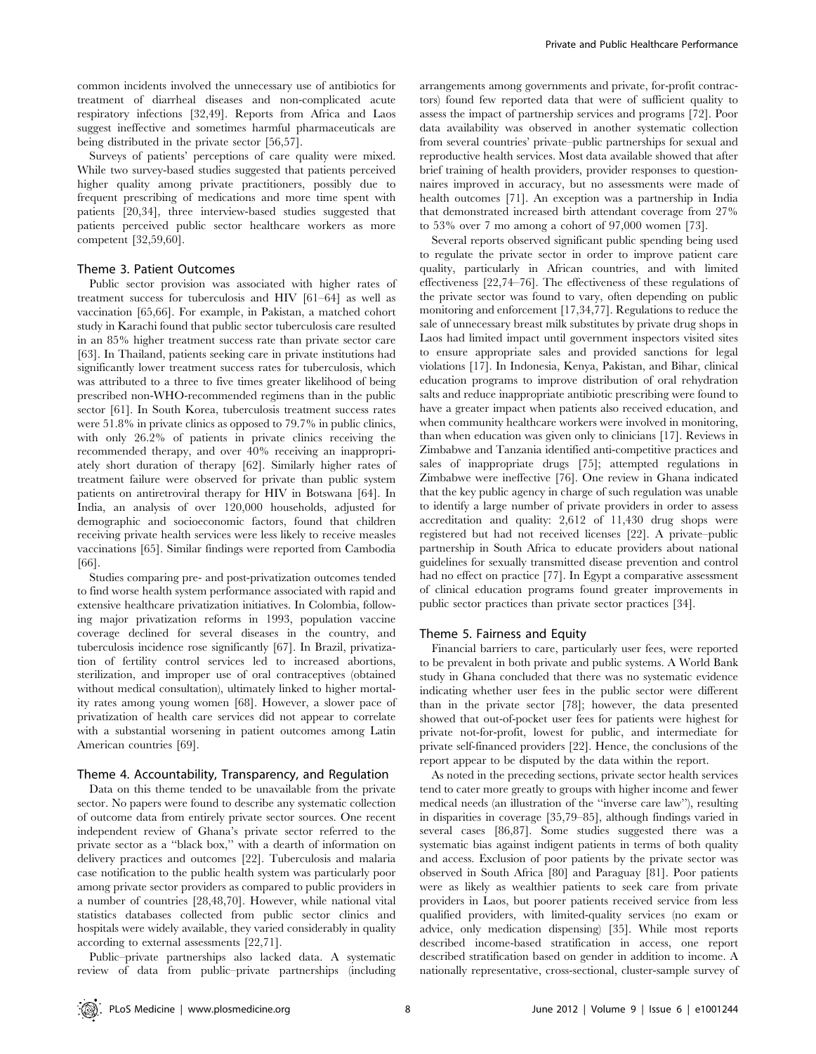common incidents involved the unnecessary use of antibiotics for treatment of diarrheal diseases and non-complicated acute respiratory infections [32,49]. Reports from Africa and Laos suggest ineffective and sometimes harmful pharmaceuticals are being distributed in the private sector [56,57].

Surveys of patients' perceptions of care quality were mixed. While two survey-based studies suggested that patients perceived higher quality among private practitioners, possibly due to frequent prescribing of medications and more time spent with patients [20,34], three interview-based studies suggested that patients perceived public sector healthcare workers as more competent [32,59,60].

### Theme 3. Patient Outcomes

Public sector provision was associated with higher rates of treatment success for tuberculosis and HIV [61–64] as well as vaccination [65,66]. For example, in Pakistan, a matched cohort study in Karachi found that public sector tuberculosis care resulted in an 85% higher treatment success rate than private sector care [63]. In Thailand, patients seeking care in private institutions had significantly lower treatment success rates for tuberculosis, which was attributed to a three to five times greater likelihood of being prescribed non-WHO-recommended regimens than in the public sector [61]. In South Korea, tuberculosis treatment success rates were 51.8% in private clinics as opposed to 79.7% in public clinics, with only 26.2% of patients in private clinics receiving the recommended therapy, and over 40% receiving an inappropriately short duration of therapy [62]. Similarly higher rates of treatment failure were observed for private than public system patients on antiretroviral therapy for HIV in Botswana [64]. In India, an analysis of over 120,000 households, adjusted for demographic and socioeconomic factors, found that children receiving private health services were less likely to receive measles vaccinations [65]. Similar findings were reported from Cambodia [66].

Studies comparing pre- and post-privatization outcomes tended to find worse health system performance associated with rapid and extensive healthcare privatization initiatives. In Colombia, following major privatization reforms in 1993, population vaccine coverage declined for several diseases in the country, and tuberculosis incidence rose significantly [67]. In Brazil, privatization of fertility control services led to increased abortions, sterilization, and improper use of oral contraceptives (obtained without medical consultation), ultimately linked to higher mortality rates among young women [68]. However, a slower pace of privatization of health care services did not appear to correlate with a substantial worsening in patient outcomes among Latin American countries [69].

### Theme 4. Accountability, Transparency, and Regulation

Data on this theme tended to be unavailable from the private sector. No papers were found to describe any systematic collection of outcome data from entirely private sector sources. One recent independent review of Ghana's private sector referred to the private sector as a "black box," with a dearth of information on delivery practices and outcomes [22]. Tuberculosis and malaria case notification to the public health system was particularly poor among private sector providers as compared to public providers in a number of countries [28,48,70]. However, while national vital statistics databases collected from public sector clinics and hospitals were widely available, they varied considerably in quality according to external assessments [22,71].

Public–private partnerships also lacked data. A systematic review of data from public–private partnerships (including arrangements among governments and private, for-profit contractors) found few reported data that were of sufficient quality to assess the impact of partnership services and programs [72]. Poor data availability was observed in another systematic collection from several countries' private–public partnerships for sexual and reproductive health services. Most data available showed that after brief training of health providers, provider responses to questionnaires improved in accuracy, but no assessments were made of health outcomes [71]. An exception was a partnership in India that demonstrated increased birth attendant coverage from 27% to 53% over 7 mo among a cohort of 97,000 women [73].

Several reports observed significant public spending being used to regulate the private sector in order to improve patient care quality, particularly in African countries, and with limited effectiveness [22,74–76]. The effectiveness of these regulations of the private sector was found to vary, often depending on public monitoring and enforcement [17,34,77]. Regulations to reduce the sale of unnecessary breast milk substitutes by private drug shops in Laos had limited impact until government inspectors visited sites to ensure appropriate sales and provided sanctions for legal violations [17]. In Indonesia, Kenya, Pakistan, and Bihar, clinical education programs to improve distribution of oral rehydration salts and reduce inappropriate antibiotic prescribing were found to have a greater impact when patients also received education, and when community healthcare workers were involved in monitoring, than when education was given only to clinicians [17]. Reviews in Zimbabwe and Tanzania identified anti-competitive practices and sales of inappropriate drugs [75]; attempted regulations in Zimbabwe were ineffective [76]. One review in Ghana indicated that the key public agency in charge of such regulation was unable to identify a large number of private providers in order to assess accreditation and quality: 2,612 of 11,430 drug shops were registered but had not received licenses [22]. A private–public partnership in South Africa to educate providers about national guidelines for sexually transmitted disease prevention and control had no effect on practice [77]. In Egypt a comparative assessment of clinical education programs found greater improvements in public sector practices than private sector practices [34].

### Theme 5. Fairness and Equity

Financial barriers to care, particularly user fees, were reported to be prevalent in both private and public systems. A World Bank study in Ghana concluded that there was no systematic evidence indicating whether user fees in the public sector were different than in the private sector [78]; however, the data presented showed that out-of-pocket user fees for patients were highest for private not-for-profit, lowest for public, and intermediate for private self-financed providers [22]. Hence, the conclusions of the report appear to be disputed by the data within the report.

As noted in the preceding sections, private sector health services tend to cater more greatly to groups with higher income and fewer medical needs (an illustration of the "inverse care law"), resulting in disparities in coverage [35,79–85], although findings varied in several cases [86,87]. Some studies suggested there was a systematic bias against indigent patients in terms of both quality and access. Exclusion of poor patients by the private sector was observed in South Africa [80] and Paraguay [81]. Poor patients were as likely as wealthier patients to seek care from private providers in Laos, but poorer patients received service from less qualified providers, with limited-quality services (no exam or advice, only medication dispensing) [35]. While most reports described income-based stratification in access, one report described stratification based on gender in addition to income. A nationally representative, cross-sectional, cluster-sample survey of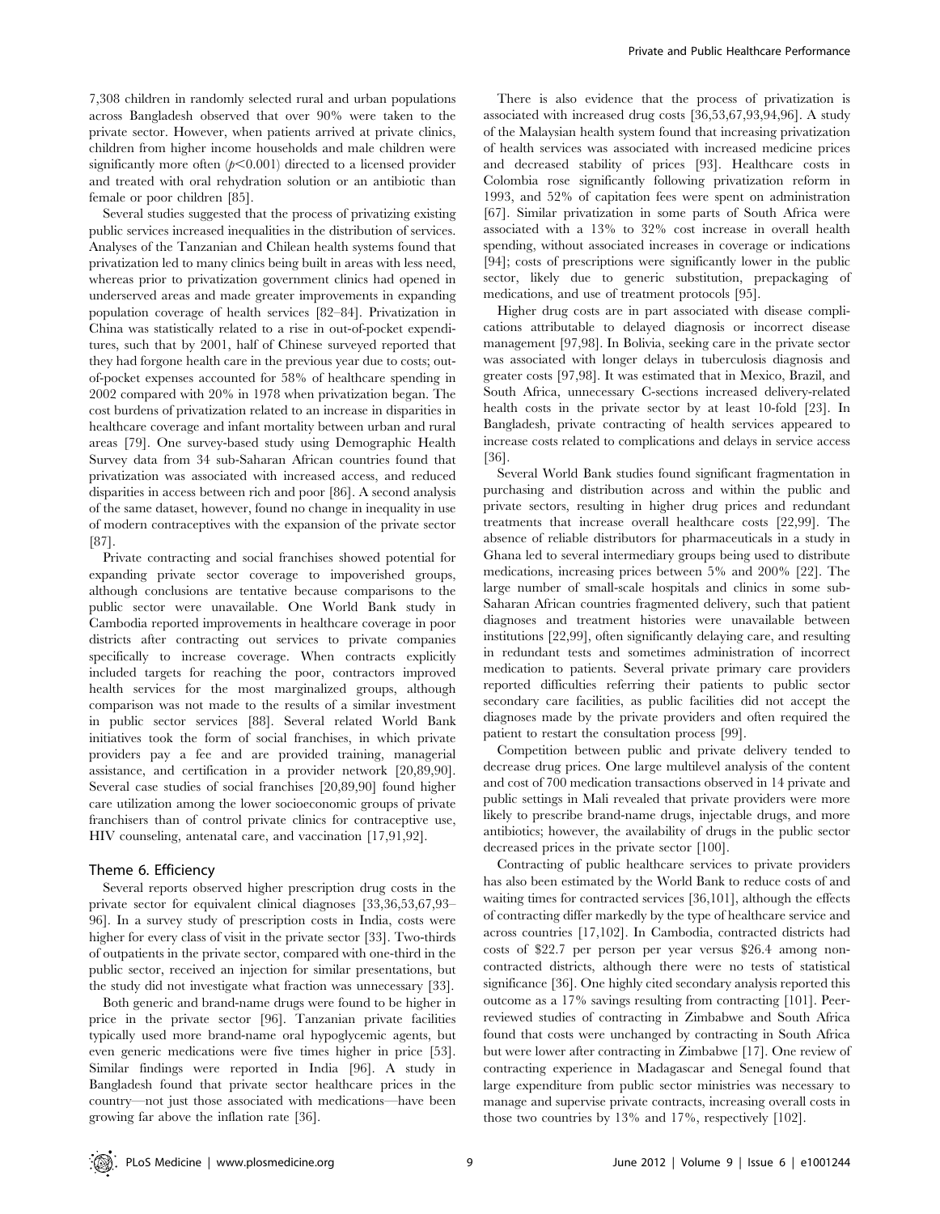7,308 children in randomly selected rural and urban populations across Bangladesh observed that over 90% were taken to the private sector. However, when patients arrived at private clinics, children from higher income households and male children were significantly more often ($p<0.001$) directed to a licensed provider and treated with oral rehydration solution or an antibiotic than female or poor children [85].

Several studies suggested that the process of privatizing existing public services increased inequalities in the distribution of services. Analyses of the Tanzanian and Chilean health systems found that privatization led to many clinics being built in areas with less need, whereas prior to privatization government clinics had opened in underserved areas and made greater improvements in expanding population coverage of health services [82–84]. Privatization in China was statistically related to a rise in out-of-pocket expenditures, such that by 2001, half of Chinese surveyed reported that they had forgone health care in the previous year due to costs; out-of-pocket expenses accounted for 58% of healthcare spending in 2002 compared with 20% in 1978 when privatization began. The cost burdens of privatization related to an increase in disparities in healthcare coverage and infant mortality between urban and rural areas [79]. One survey-based study using Demographic Health Survey data from 34 sub-Saharan African countries found that privatization was associated with increased access, and reduced disparities in access between rich and poor [86]. A second analysis of the same dataset, however, found no change in inequality in use of modern contraceptives with the expansion of the private sector [87].

Private contracting and social franchises showed potential for expanding private sector coverage to impoverished groups, although conclusions are tentative because comparisons to the public sector were unavailable. One World Bank study in Cambodia reported improvements in healthcare coverage in poor districts after contracting out services to private companies specifically to increase coverage. When contracts explicitly included targets for reaching the poor, contractors improved health services for the most marginalized groups, although comparison was not made to the results of a similar investment in public sector services [88]. Several related World Bank initiatives took the form of social franchises, in which private providers pay a fee and are provided training, managerial assistance, and certification in a provider network [20,89,90]. Several case studies of social franchises [20,89,90] found higher care utilization among the lower socioeconomic groups of private franchisers than of control private clinics for contraceptive use, HIV counseling, antenatal care, and vaccination [17,91,92].

### Theme 6. Efficiency

Several reports observed higher prescription drug costs in the private sector for equivalent clinical diagnoses [33,36,53,67,93–96]. In a survey study of prescription costs in India, costs were higher for every class of visit in the private sector [33]. Two-thirds of outpatients in the private sector, compared with one-third in the public sector, received an injection for similar presentations, but the study did not investigate what fraction was unnecessary [33].

Both generic and brand-name drugs were found to be higher in price in the private sector [96]. Tanzanian private facilities typically used more brand-name oral hypoglycemic agents, but even generic medications were reported five times higher in price [53]. Similar findings were reported in India [96]. A study in Bangladesh found that private sector healthcare prices in the country—not just those associated with medications—have been growing far above the inflation rate [36].

There is also evidence that the process of privatization is associated with increased drug costs [36,53,67,93,94,96]. A study of the Malaysian health system found that increasing privatization of health services was associated with increased medicine prices and decreased stability of prices [93]. Healthcare costs in Colombia rose significantly following privatization reform in 1993, and 52% of capitation fees were spent on administration [67]. Similar privatization in some parts of South Africa were associated with a 13% to 32% cost increase in overall health spending, without associated increases in coverage or indications [94]; costs of prescriptions were significantly lower in the public sector, likely due to generic substitution, prepackaging of medications, and use of treatment protocols [95].

Higher drug costs are in part associated with disease complications attributable to delayed diagnosis or incorrect disease management [97,98]. In Bolivia, seeking care in the private sector was associated with longer delays in tuberculosis diagnosis and greater costs [97,98]. It was estimated that in Mexico, Brazil, and South Africa, unnecessary C-sections increased delivery-related health costs in the private sector by at least 10-fold [23]. In Bangladesh, private contracting of health services appeared to increase costs related to complications and delays in service access [36].

Several World Bank studies found significant fragmentation in purchasing and distribution across and within the public and private sectors, resulting in higher drug prices and redundant treatments that increase overall healthcare costs [22,99]. The absence of reliable distributors for pharmaceuticals in a study in Ghana led to several intermediary groups being used to distribute medications, increasing prices between 5% and 200% [22]. The large number of small-scale hospitals and clinics in some sub-Saharan African countries fragmented delivery, such that patient diagnoses and treatment histories were unavailable between institutions [22,99], often significantly delaying care, and resulting in redundant tests and sometimes administration of incorrect medication to patients. Several private primary care providers reported difficulties referring their patients to public sector secondary care facilities, as public facilities did not accept the diagnoses made by the private providers and often required the patient to restart the consultation process [99].

Competition between public and private delivery tended to decrease drug prices. One large multilevel analysis of the content and cost of 700 medication transactions observed in 14 private and public settings in Mali revealed that private providers were more likely to prescribe brand-name drugs, injectable drugs, and more antibiotics; however, the availability of drugs in the public sector decreased prices in the private sector [100].

Contracting of public healthcare services to private providers has also been estimated by the World Bank to reduce costs of and waiting times for contracted services [36,101], although the effects of contracting differ markedly by the type of healthcare service and across countries [17,102]. In Cambodia, contracted districts had costs of $22.7 per person per year versus $26.4 among non-contracted districts, although there were no tests of statistical significance [36]. One highly cited secondary analysis reported this outcome as a 17% savings resulting from contracting [101]. Peer-reviewed studies of contracting in Zimbabwe and South Africa found that costs were unchanged by contracting in South Africa but were lower after contracting in Zimbabwe [17]. One review of contracting experience in Madagascar and Senegal found that large expenditure from public sector ministries was necessary to manage and supervise private contracts, increasing overall costs in those two countries by 13% and 17%, respectively [102].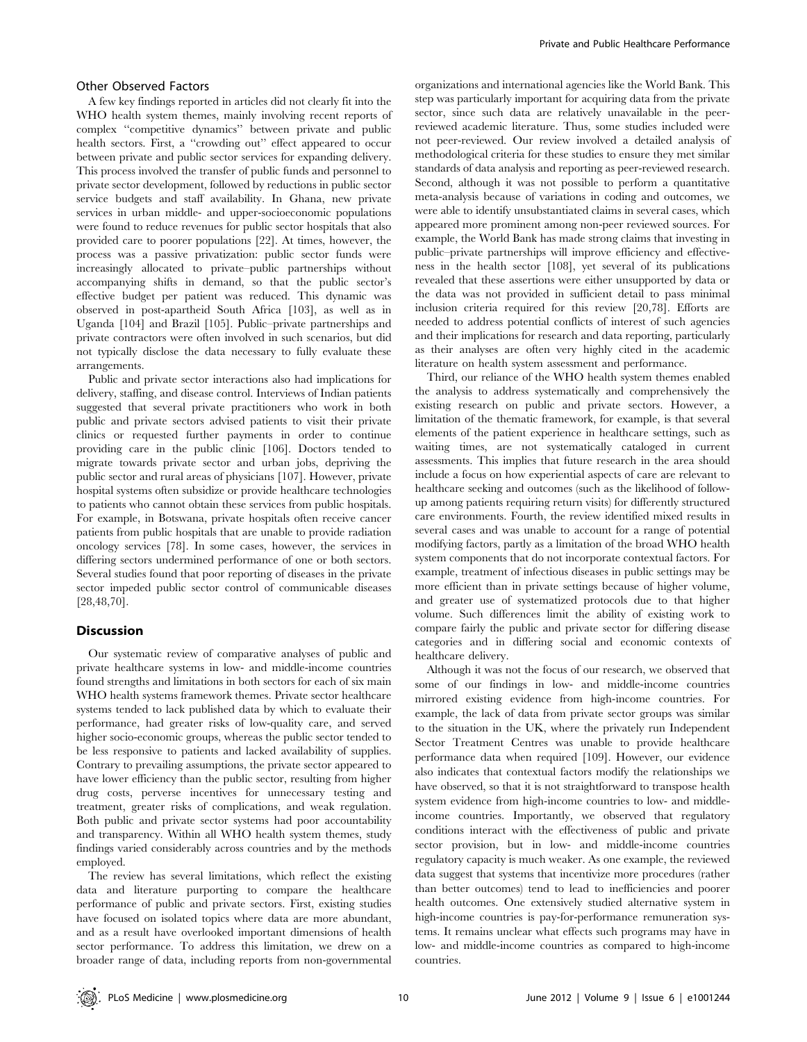### Other Observed Factors

A few key findings reported in articles did not clearly fit into the WHO health system themes, mainly involving recent reports of complex "competitive dynamics" between private and public health sectors. First, a "crowding out" effect appeared to occur between private and public sector services for expanding delivery. This process involved the transfer of public funds and personnel to private sector development, followed by reductions in public sector service budgets and staff availability. In Ghana, new private services in urban middle- and upper-socioeconomic populations were found to reduce revenues for public sector hospitals that also provided care to poorer populations [22]. At times, however, the process was a passive privatization: public sector funds were increasingly allocated to private–public partnerships without accompanying shifts in demand, so that the public sector's effective budget per patient was reduced. This dynamic was observed in post-apartheid South Africa [103], as well as in Uganda [104] and Brazil [105]. Public–private partnerships and private contractors were often involved in such scenarios, but did not typically disclose the data necessary to fully evaluate these arrangements.

Public and private sector interactions also had implications for delivery, staffing, and disease control. Interviews of Indian patients suggested that several private practitioners who work in both public and private sectors advised patients to visit their private clinics or requested further payments in order to continue providing care in the public clinic [106]. Doctors tended to migrate towards private sector and urban jobs, depriving the public sector and rural areas of physicians [107]. However, private hospital systems often subsidize or provide healthcare technologies to patients who cannot obtain these services from public hospitals. For example, in Botswana, private hospitals often receive cancer patients from public hospitals that are unable to provide radiation oncology services [78]. In some cases, however, the services in differing sectors undermined performance of one or both sectors. Several studies found that poor reporting of diseases in the private sector impeded public sector control of communicable diseases [28,48,70].

## Discussion

Our systematic review of comparative analyses of public and private healthcare systems in low- and middle-income countries found strengths and limitations in both sectors for each of six main WHO health systems framework themes. Private sector healthcare systems tended to lack published data by which to evaluate their performance, had greater risks of low-quality care, and served higher socio-economic groups, whereas the public sector tended to be less responsive to patients and lacked availability of supplies. Contrary to prevailing assumptions, the private sector appeared to have lower efficiency than the public sector, resulting from higher drug costs, perverse incentives for unnecessary testing and treatment, greater risks of complications, and weak regulation. Both public and private sector systems had poor accountability and transparency. Within all WHO health system themes, study findings varied considerably across countries and by the methods employed.

The review has several limitations, which reflect the existing data and literature purporting to compare the healthcare performance of public and private sectors. First, existing studies have focused on isolated topics where data are more abundant, and as a result have overlooked important dimensions of health sector performance. To address this limitation, we drew on a broader range of data, including reports from non-governmental organizations and international agencies like the World Bank. This step was particularly important for acquiring data from the private sector, since such data are relatively unavailable in the peer-reviewed academic literature. Thus, some studies included were not peer-reviewed. Our review involved a detailed analysis of methodological criteria for these studies to ensure they met similar standards of data analysis and reporting as peer-reviewed research. Second, although it was not possible to perform a quantitative meta-analysis because of variations in coding and outcomes, we were able to identify unsubstantiated claims in several cases, which appeared more prominent among non-peer reviewed sources. For example, the World Bank has made strong claims that investing in public–private partnerships will improve efficiency and effectiveness in the health sector [108], yet several of its publications revealed that these assertions were either unsupported by data or the data was not provided in sufficient detail to pass minimal inclusion criteria required for this review [20,78]. Efforts are needed to address potential conflicts of interest of such agencies and their implications for research and data reporting, particularly as their analyses are often very highly cited in the academic literature on health system assessment and performance.

Third, our reliance of the WHO health system themes enabled the analysis to address systematically and comprehensively the existing research on public and private sectors. However, a limitation of the thematic framework, for example, is that several elements of the patient experience in healthcare settings, such as waiting times, are not systematically cataloged in current assessments. This implies that future research in the area should include a focus on how experiential aspects of care are relevant to healthcare seeking and outcomes (such as the likelihood of follow-up among patients requiring return visits) for differently structured care environments. Fourth, the review identified mixed results in several cases and was unable to account for a range of potential modifying factors, partly as a limitation of the broad WHO health system components that do not incorporate contextual factors. For example, treatment of infectious diseases in public settings may be more efficient than in private settings because of higher volume, and greater use of systematized protocols due to that higher volume. Such differences limit the ability of existing work to compare fairly the public and private sector for differing disease categories and in differing social and economic contexts of healthcare delivery.

Although it was not the focus of our research, we observed that some of our findings in low- and middle-income countries mirrored existing evidence from high-income countries. For example, the lack of data from private sector groups was similar to the situation in the UK, where the privately run Independent Sector Treatment Centres was unable to provide healthcare performance data when required [109]. However, our evidence also indicates that contextual factors modify the relationships we have observed, so that it is not straightforward to transpose health system evidence from high-income countries to low- and middle-income countries. Importantly, we observed that regulatory conditions interact with the effectiveness of public and private sector provision, but in low- and middle-income countries regulatory capacity is much weaker. As one example, the reviewed data suggest that systems that incentivize more procedures (rather than better outcomes) tend to lead to inefficiencies and poorer health outcomes. One extensively studied alternative system in high-income countries is pay-for-performance remuneration systems. It remains unclear what effects such programs may have in low- and middle-income countries as compared to high-income countries.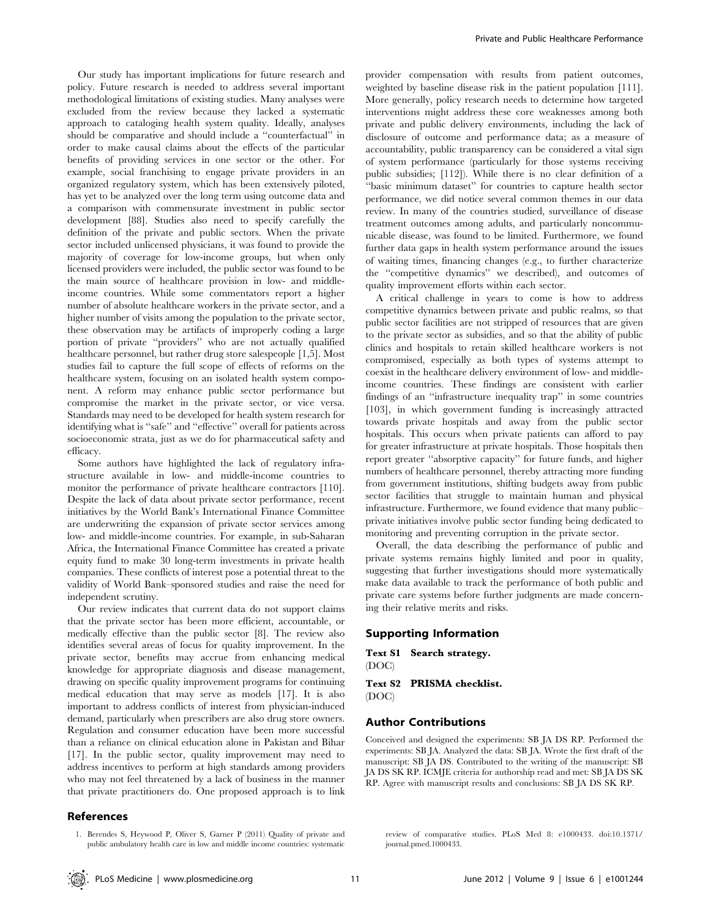Our study has important implications for future research and policy. Future research is needed to address several important methodological limitations of existing studies. Many analyses were excluded from the review because they lacked a systematic approach to cataloging health system quality. Ideally, analyses should be comparative and should include a ''counterfactual'' in order to make causal claims about the effects of the particular benefits of providing services in one sector or the other. For example, social franchising to engage private providers in an organized regulatory system, which has been extensively piloted, has yet to be analyzed over the long term using outcome data and a comparison with commensurate investment in public sector development [88]. Studies also need to specify carefully the definition of the private and public sectors. When the private sector included unlicensed physicians, it was found to provide the majority of coverage for low-income groups, but when only licensed providers were included, the public sector was found to be the main source of healthcare provision in low- and middle-income countries. While some commentators report a higher number of absolute healthcare workers in the private sector, and a higher number of visits among the population to the private sector, these observation may be artifacts of improperly coding a large portion of private ''providers'' who are not actually qualified healthcare personnel, but rather drug store salespeople [1,5]. Most studies fail to capture the full scope of effects of reforms on the healthcare system, focusing on an isolated health system component. A reform may enhance public sector performance but compromise the market in the private sector, or vice versa. Standards may need to be developed for health system research for identifying what is ''safe'' and ''effective'' overall for patients across socioeconomic strata, just as we do for pharmaceutical safety and efficacy.

Some authors have highlighted the lack of regulatory infrastructure available in low- and middle-income countries to monitor the performance of private healthcare contractors [110]. Despite the lack of data about private sector performance, recent initiatives by the World Bank's International Finance Committee are underwriting the expansion of private sector services among low- and middle-income countries. For example, in sub-Saharan Africa, the International Finance Committee has created a private equity fund to make 30 long-term investments in private health companies. These conflicts of interest pose a potential threat to the validity of World Bank–sponsored studies and raise the need for independent scrutiny.

Our review indicates that current data do not support claims that the private sector has been more efficient, accountable, or medically effective than the public sector [8]. The review also identifies several areas of focus for quality improvement. In the private sector, benefits may accrue from enhancing medical knowledge for appropriate diagnosis and disease management, drawing on specific quality improvement programs for continuing medical education that may serve as models [17]. It is also important to address conflicts of interest from physician-induced demand, particularly when prescribers are also drug store owners. Regulation and consumer education have been more successful than a reliance on clinical education alone in Pakistan and Bihar [17]. In the public sector, quality improvement may need to address incentives to perform at high standards among providers who may not feel threatened by a lack of business in the manner that private practitioners do. One proposed approach is to link provider compensation with results from patient outcomes, weighted by baseline disease risk in the patient population [111]. More generally, policy research needs to determine how targeted interventions might address these core weaknesses among both private and public delivery environments, including the lack of disclosure of outcome and performance data; as a measure of accountability, public transparency can be considered a vital sign of system performance (particularly for those systems receiving public subsidies; [112]). While there is no clear definition of a ''basic minimum dataset'' for countries to capture health sector performance, we did notice several common themes in our data review. In many of the countries studied, surveillance of disease treatment outcomes among adults, and particularly noncommunicable disease, was found to be limited. Furthermore, we found further data gaps in health system performance around the issues of waiting times, financing changes (e.g., to further characterize the ''competitive dynamics'' we described), and outcomes of quality improvement efforts within each sector.

A critical challenge in years to come is how to address competitive dynamics between private and public realms, so that public sector facilities are not stripped of resources that are given to the private sector as subsidies, and so that the ability of public clinics and hospitals to retain skilled healthcare workers is not compromised, especially as both types of systems attempt to coexist in the healthcare delivery environment of low- and middle-income countries. These findings are consistent with earlier findings of an ''infrastructure inequality trap'' in some countries [103], in which government funding is increasingly attracted towards private hospitals and away from the public sector hospitals. This occurs when private patients can afford to pay for greater infrastructure at private hospitals. Those hospitals then report greater ''absorptive capacity'' for future funds, and higher numbers of healthcare personnel, thereby attracting more funding from government institutions, shifting budgets away from public sector facilities that struggle to maintain human and physical infrastructure. Furthermore, we found evidence that many public–private initiatives involve public sector funding being dedicated to monitoring and preventing corruption in the private sector.

Overall, the data describing the performance of public and private systems remains highly limited and poor in quality, suggesting that further investigations should more systematically make data available to track the performance of both public and private care systems before further judgments are made concerning their relative merits and risks.

## Supporting Information

**Text S1 Search strategy.**
(DOC)

**Text S2 PRISMA checklist.**
(DOC)

## Author Contributions

Conceived and designed the experiments: SB JA DS RP. Performed the experiments: SB JA. Analyzed the data: SB JA. Wrote the first draft of the manuscript: SB JA DS. Contributed to the writing of the manuscript: SB JA DS SK RP. ICMJE criteria for authorship read and met: SB JA DS SK RP. Agree with manuscript results and conclusions: SB JA DS SK RP.

## References

1. Berendes S, Heywood P, Oliver S, Garner P (2011) Quality of private and public ambulatory health care in low and middle income countries: systematic review of comparative studies. PLoS Med 8: e1000433. doi:10.1371/journal.pmed.1000433.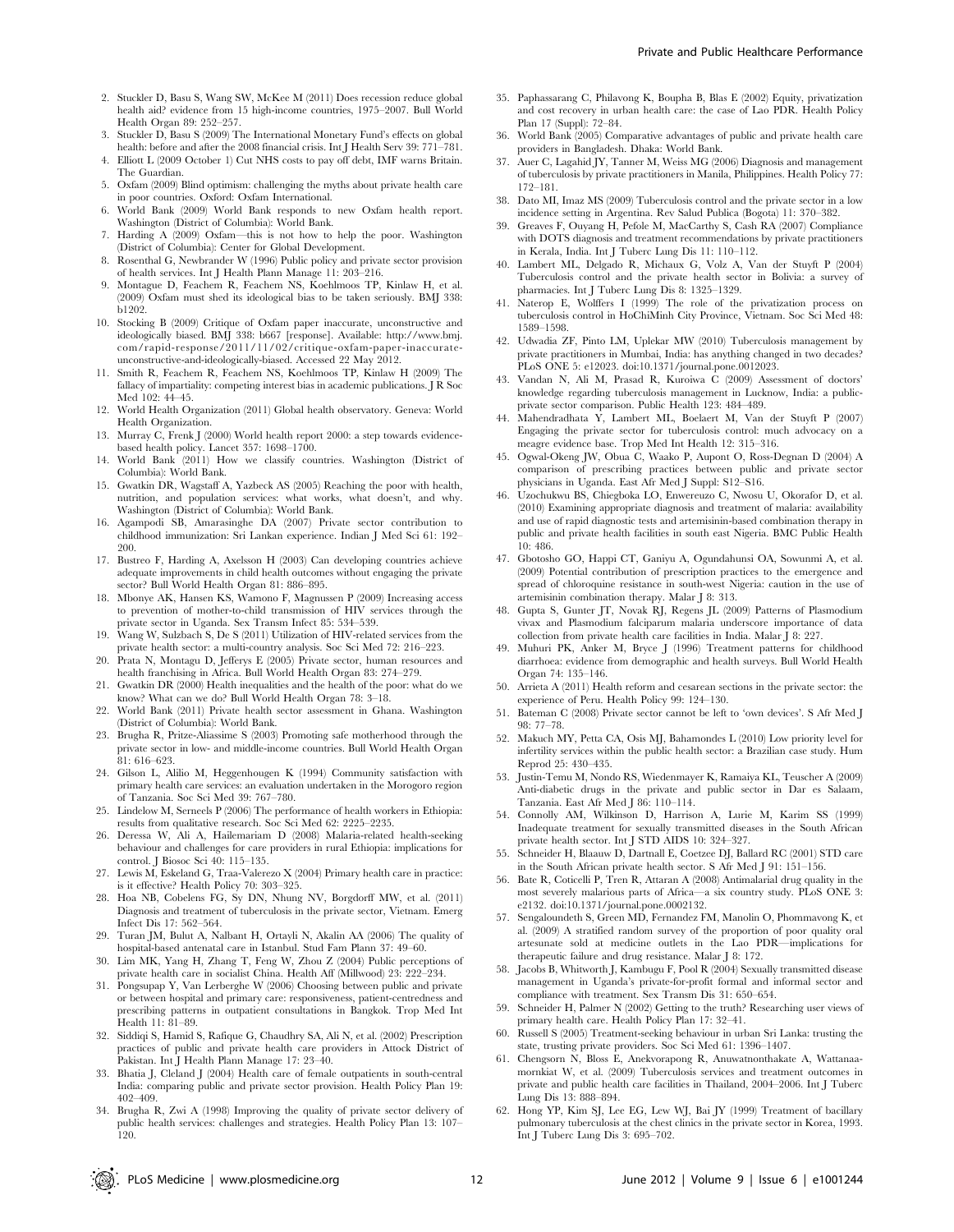2. Stuckler D, Basu S, Wang SW, McKee M (2011) Does recession reduce global health aid? evidence from 15 high-income countries, 1975–2007. Bull World Health Organ 89: 252–257.
3. Stuckler D, Basu S (2009) The International Monetary Fund's effects on global health: before and after the 2008 financial crisis. Int J Health Serv 39: 771–781.
4. Elliott L (2009 October 1) Cut NHS costs to pay off debt, IMF warns Britain. The Guardian.
5. Oxfam (2009) Blind optimism: challenging the myths about private health care in poor countries. Oxford: Oxfam International.
6. World Bank (2009) World Bank responds to new Oxfam health report. Washington (District of Columbia): World Bank.
7. Harding A (2009) Oxfam—this is not how to help the poor. Washington (District of Columbia): Center for Global Development.
8. Rosenthal G, Newbrander W (1996) Public policy and private sector provision of health services. Int J Health Plann Manage 11: 203–216.
9. Montagu D, Feachem R, Feachem NS, Koehlmoos TP, Kinlaw H, et al. (2009) Oxfam must shed its ideological bias to be taken seriously. BMJ 338: b1202.
10. Stocking B (2009) Critique of Oxfam paper inaccurate, unconstructive and ideologically biased. BMJ 338: b667 [response]. Available: http://www.bmj.com/rapid-response/2011/11/02/critique-oxfam-paper-inaccurate-unconstructive-and-ideologically-biased. Accessed 22 May 2012.
11. Smith R, Feachem R, Feachem NS, Koehlmoos TP, Kinlaw H (2009) The fallacy of impartiality: competing interest bias in academic publications. J R Soc Med 102: 44–45.
12. World Health Organization (2011) Global health observatory. Geneva: World Health Organization.
13. Murray C, Frenk J (2000) World health report 2000: a step towards evidence-based health policy. Lancet 357: 1698–1700.
14. World Bank (2011) How we classify countries. Washington (District of Columbia): World Bank.
15. Gwatkin DR, Wagstaff A, Yazbeck AS (2005) Reaching the poor with health, nutrition, and population services: what works, what doesn't, and why. Washington (District of Columbia): World Bank.
16. Agampodi SB, Amarasinghe DA (2007) Private sector contribution to childhood immunization: Sri Lankan experience. Indian J Med Sci 61: 192–200.
17. Bustreo F, Harding A, Axelsson H (2003) Can developing countries achieve adequate improvements in child health outcomes without engaging the private sector? Bull World Health Organ 81: 886–895.
18. Mbonye AK, Hansen KS, Wamono F, Magnussen P (2009) Increasing access to prevention of mother-to-child transmission of HIV services through the private sector in Uganda. Sex Transm Infect 85: 534–539.
19. Wang W, Sulzbach S, De S (2011) Utilization of HIV-related services from the private health sector: a multi-country analysis. Soc Sci Med 72: 216–223.
20. Prata N, Montagu D, Jefferys E (2005) Private sector, human resources and health franchising in Africa. Bull World Health Organ 83: 274–279.
21. Gwatkin DR (2000) Health inequalities and the health of the poor: what do we know? What can we do? Bull World Health Organ 78: 3–18.
22. World Bank (2011) Private health sector assessment in Ghana. Washington (District of Columbia): World Bank.
23. Brugha R, Pritze-Aliassime S (2003) Promoting safe motherhood through the private sector in low- and middle-income countries. Bull World Health Organ 81: 616–623.
24. Gilson L, Alilio M, Heggenhougen K (1994) Community satisfaction with primary health care services: an evaluation undertaken in the Morogoro region of Tanzania. Soc Sci Med 39: 767–780.
25. Lindelow M, Serneels P (2006) The performance of health workers in Ethiopia: results from qualitative research. Soc Sci Med 62: 2225–2235.
26. Deressa W, Ali A, Hailemariam D (2008) Malaria-related health-seeking behaviour and challenges for care providers in rural Ethiopia: implications for control. J Biosoc Sci 40: 115–135.
27. Lewis M, Eskeland G, Traa-Valerezo X (2004) Primary health care in practice: is it effective? Health Policy 70: 303–325.
28. Hoa NB, Cobelens FG, Sy DN, Nhung NV, Borgdorff MW, et al. (2011) Diagnosis and treatment of tuberculosis in the private sector, Vietnam. Emerg Infect Dis 17: 562–564.
29. Turan JM, Bulut A, Nalbant H, Ortayli N, Akalin AA (2006) The quality of hospital-based antenatal care in Istanbul. Stud Fam Plann 37: 49–60.
30. Lim MK, Yang H, Zhang T, Feng W, Zhou Z (2004) Public perceptions of private health care in socialist China. Health Aff (Millwood) 23: 222–234.
31. Pongsupap Y, Van Lerberghe W (2006) Choosing between public and private or between hospital and primary care: responsiveness, patient-centredness and prescribing patterns in outpatient consultations in Bangkok. Trop Med Int Health 11: 81–89.
32. Siddiqi S, Hamid S, Rafique G, Chaudhry SA, Ali N, et al. (2002) Prescription practices of public and private health care providers in Attock District of Pakistan. Int J Health Plann Manage 17: 23–40.
33. Bhatia J, Cleland J (2004) Health care of female outpatients in south-central India: comparing public and private sector provision. Health Policy Plan 19: 402–409.
34. Brugha R, Zwi A (1998) Improving the quality of private sector delivery of public health services: challenges and strategies. Health Policy Plan 13: 107–120.
35. Paphassarang C, Philavong K, Boupha B, Blas E (2002) Equity, privatization and cost recovery in urban health care: the case of Lao PDR. Health Policy Plan 17 (Suppl): 72–84.
36. World Bank (2005) Comparative advantages of public and private health care providers in Bangladesh. Dhaka: World Bank.
37. Auer C, Lagahid JY, Tanner M, Weiss MG (2006) Diagnosis and management of tuberculosis by private practitioners in Manila, Philippines. Health Policy 77: 172–181.
38. Dato MI, Imaz MS (2009) Tuberculosis control and the private sector in a low incidence setting in Argentina. Rev Salud Publica (Bogota) 11: 370–382.
39. Greaves F, Ouyang H, Pefole M, MacCarthy S, Cash RA (2007) Compliance with DOTS diagnosis and treatment recommendations by private practitioners in Kerala, India. Int J Tuberc Lung Dis 11: 110–112.
40. Lambert ML, Delgado R, Michaux G, Volz A, Van der Stuyft P (2004) Tuberculosis control and the private health sector in Bolivia: a survey of pharmacies. Int J Tuberc Lung Dis 8: 1325–1329.
41. Naterop E, Wolffers I (1999) The role of the privatization process on tuberculosis control in HoChiMinh City Province, Vietnam. Soc Sci Med 48: 1589–1598.
42. Udwadia ZF, Pinto LM, Uplekar MW (2010) Tuberculosis management by private practitioners in Mumbai, India: has anything changed in two decades? PLoS ONE 5: e12023. doi:10.1371/journal.pone.0012023.
43. Vandan N, Ali M, Prasad R, Kuroiwa C (2009) Assessment of doctors' knowledge regarding tuberculosis management in Lucknow, India: a public-private sector comparison. Public Health 123: 484–489.
44. Mahendradhata Y, Lambert ML, Boelaert M, Van der Stuyft P (2007) Engaging the private sector for tuberculosis control: much advocacy on a meagre evidence base. Trop Med Int Health 12: 315–316.
45. Ogwal-Okeng JW, Obua C, Waako P, Aupont O, Ross-Degnan D (2004) A comparison of prescribing practices between public and private sector physicians in Uganda. East Afr Med J Suppl: S12–S16.
46. Uzochukwu BS, Chiegboka LO, Enwereuzo C, Nwosu U, Okorafor D, et al. (2010) Examining appropriate diagnosis and treatment of malaria: availability and use of rapid diagnostic tests and artemisinin-based combination therapy in public and private health facilities in south east Nigeria. BMC Public Health 10: 486.
47. Gbotosho GO, Happi CT, Ganiyu A, Ogundahunsi OA, Sowunmi A, et al. (2009) Potential contribution of prescription practices to the emergence and spread of chloroquine resistance in south-west Nigeria: caution in the use of artemisinin combination therapy. Malar J 8: 313.
48. Gupta S, Gunter JT, Novak RJ, Regens JL (2009) Patterns of Plasmodium vivax and Plasmodium falciparum malaria underscore importance of data collection from private health care facilities in India. Malar J 8: 227.
49. Muhuri PK, Anker M, Bryce J (1996) Treatment patterns for childhood diarrhoea: evidence from demographic and health surveys. Bull World Health Organ 74: 135–146.
50. Arrieta A (2011) Health reform and cesarean sections in the private sector: the experience of Peru. Health Policy 99: 124–130.
51. Bateman C (2008) Private sector cannot be left to 'own devices'. S Afr Med J 98: 77–78.
52. Makuch MY, Petta CA, Osis MJ, Bahamondes L (2010) Low priority level for infertility services within the public health sector: a Brazilian case study. Hum Reprod 25: 430–435.
53. Justin-Temu M, Nondo RS, Wiedenmayer K, Ramaiya KL, Teuscher A (2009) Anti-diabetic drugs in the private and public sector in Dar es Salaam, Tanzania. East Afr Med J 86: 110–114.
54. Connolly AM, Wilkinson D, Harrison A, Lurie M, Karim SS (1999) Inadequate treatment for sexually transmitted diseases in the South African private health sector. Int J STD AIDS 10: 324–327.
55. Schneider H, Blaauw D, Dartnall E, Coetzee DJ, Ballard RC (2001) STD care in the South African private health sector. S Afr Med J 91: 151–156.
56. Bate R, Coticelli P, Tren R, Attaran A (2008) Antimalarial drug quality in the most severely malarious parts of Africa—a six country study. PLoS ONE 3: e2132. doi:10.1371/journal.pone.0002132.
57. Sengaloundeth S, Green MD, Fernandez FM, Manolin O, Phommavong K, et al. (2009) A stratified random survey of the proportion of poor quality oral artesunate sold at medicine outlets in the Lao PDR—implications for therapeutic failure and drug resistance. Malar J 8: 172.
58. Jacobs B, Whitworth J, Kambugu F, Pool R (2004) Sexually transmitted disease management in Uganda's private-for-profit formal and informal sector and compliance with treatment. Sex Transm Dis 31: 650–654.
59. Schneider H, Palmer N (2002) Getting to the truth? Researching user views of primary health care. Health Policy Plan 17: 32–41.
60. Russell S (2005) Treatment-seeking behaviour in urban Sri Lanka: trusting the state, trusting private providers. Soc Sci Med 61: 1396–1407.
61. Chengsorn N, Bloss E, Anekvorapong R, Anuwatnonthakate A, Wattanaamornkiat W, et al. (2009) Tuberculosis services and treatment outcomes in private and public health care facilities in Thailand, 2004–2006. Int J Tuberc Lung Dis 13: 888–894.
62. Hong YP, Kim SJ, Lee EG, Lew WJ, Bai JY (1999) Treatment of bacillary pulmonary tuberculosis at the chest clinics in the private sector in Korea, 1993. Int J Tuberc Lung Dis 3: 695–702.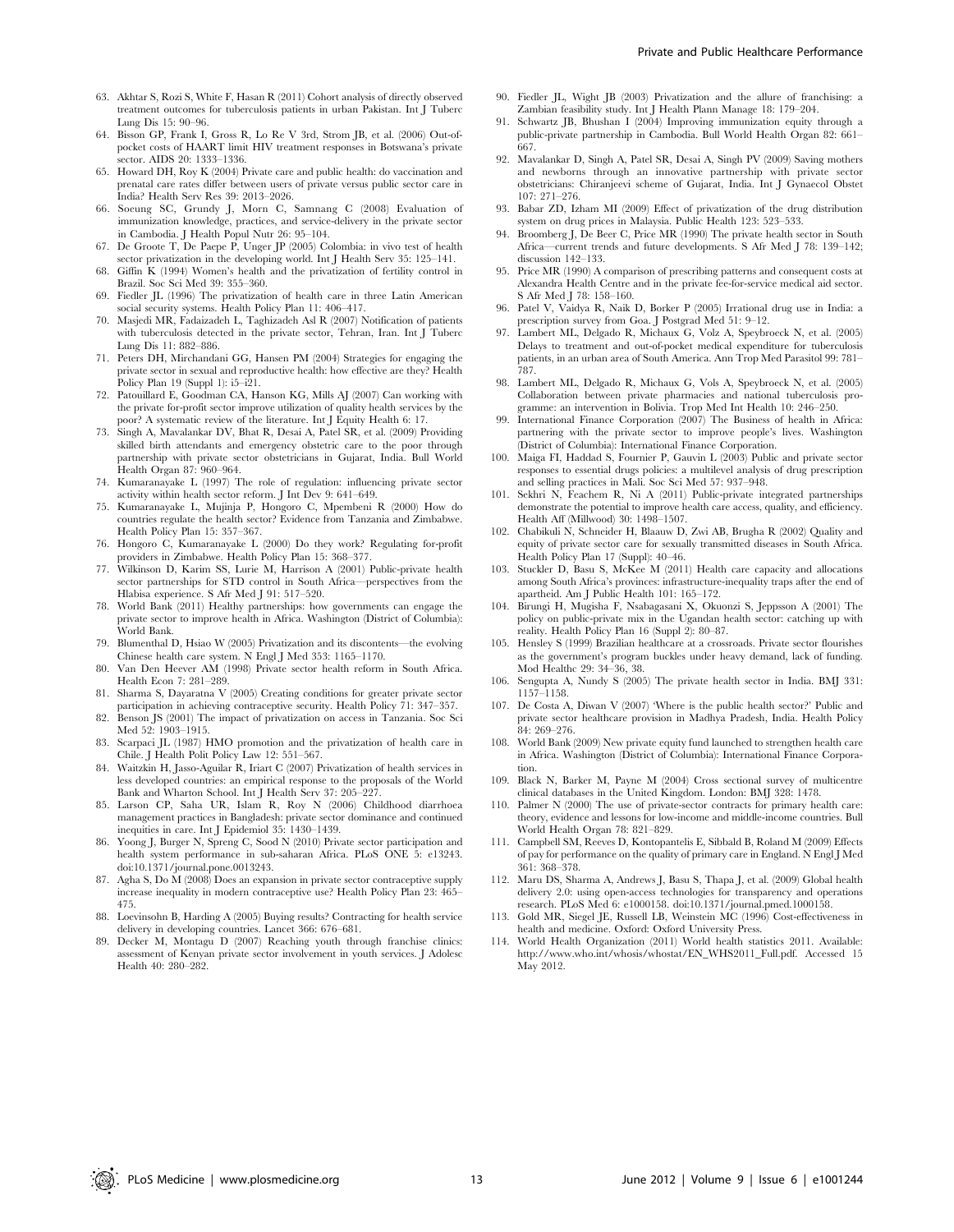63. Akhtar S, Rozi S, White F, Hasan R (2011) Cohort analysis of directly observed treatment outcomes for tuberculosis patients in urban Pakistan. Int J Tuberc Lung Dis 15: 90–96.
64. Bisson GP, Frank I, Gross R, Lo Re V 3rd, Strom JB, et al. (2006) Out-of-pocket costs of HAART limit HIV treatment responses in Botswana's private sector. AIDS 20: 1333–1336.
65. Howard DH, Roy K (2004) Private care and public health: do vaccination and prenatal care rates differ between users of private versus public sector care in India? Health Serv Res 39: 2013–2026.
66. Soeung SC, Grundy J, Morn C, Samnang C (2008) Evaluation of immunization knowledge, practices, and service-delivery in the private sector in Cambodia. J Health Popul Nutr 26: 95–104.
67. De Groote T, De Paepe P, Unger JP (2005) Colombia: in vivo test of health sector privatization in the developing world. Int J Health Serv 35: 125–141.
68. Giffin K (1994) Women's health and the privatization of fertility control in Brazil. Soc Sci Med 39: 355–360.
69. Fiedler JL (1996) The privatization of health care in three Latin American social security systems. Health Policy Plan 11: 406–417.
70. Masjedi MR, Fadaizadeh L, Taghizadeh Asl R (2007) Notification of patients with tuberculosis detected in the private sector, Tehran, Iran. Int J Tuberc Lung Dis 11: 882–886.
71. Peters DH, Mirchandani GG, Hansen PM (2004) Strategies for engaging the private sector in sexual and reproductive health: how effective are they? Health Policy Plan 19 (Suppl 1): i5–i21.
72. Patouillard E, Goodman CA, Hanson KG, Mills AJ (2007) Can working with the private for-profit sector improve utilization of quality health services by the poor? A systematic review of the literature. Int J Equity Health 6: 17.
73. Singh A, Mavalankar DV, Bhat R, Desai A, Patel SR, et al. (2009) Providing skilled birth attendants and emergency obstetric care to the poor through partnership with private sector obstetricians in Gujarat, India. Bull World Health Organ 87: 960–964.
74. Kumaranayake L (1997) The role of regulation: influencing private sector activity within health sector reform. J Int Dev 9: 641–649.
75. Kumaranayake L, Mujinja P, Hongoro C, Mpembeni R (2000) How do countries regulate the health sector? Evidence from Tanzania and Zimbabwe. Health Policy Plan 15: 357–367.
76. Hongoro C, Kumaranayake L (2000) Do they work? Regulating for-profit providers in Zimbabwe. Health Policy Plan 15: 368–377.
77. Wilkinson D, Karim SS, Lurie M, Harrison A (2001) Public-private health sector partnerships for STD control in South Africa—perspectives from the Hlabisa experience. S Afr Med J 91: 517–520.
78. World Bank (2011) Healthy partnerships: how governments can engage the private sector to improve health in Africa. Washington (District of Columbia): World Bank.
79. Blumenthal D, Hsiao W (2005) Privatization and its discontents—the evolving Chinese health care system. N Engl J Med 353: 1165–1170.
80. Van Den Heever AM (1998) Private sector health reform in South Africa. Health Econ 7: 281–289.
81. Sharma S, Dayaratna V (2005) Creating conditions for greater private sector participation in achieving contraceptive security. Health Policy 71: 347–357.
82. Benson JS (2001) The impact of privatization on access in Tanzania. Soc Sci Med 52: 1903–1915.
83. Scarpaci JL (1987) HMO promotion and the privatization of health care in Chile. J Health Polit Policy Law 12: 551–567.
84. Waitzkin H, Jasso-Aguilar R, Iriart C (2007) Privatization of health services in less developed countries: an empirical response to the proposals of the World Bank and Wharton School. Int J Health Serv 37: 205–227.
85. Larson CP, Saha UR, Islam R, Roy N (2006) Childhood diarrhoea management practices in Bangladesh: private sector dominance and continued inequities in care. Int J Epidemiol 35: 1430–1439.
86. Yoong J, Burger N, Spreng C, Sood N (2010) Private sector participation and health system performance in sub-saharan Africa. PLoS ONE 5: e13243. doi:10.1371/journal.pone.0013243.
87. Agha S, Do M (2008) Does an expansion in private sector contraceptive supply increase inequality in modern contraceptive use? Health Policy Plan 23: 465–475.
88. Loevinsohn B, Harding A (2005) Buying results? Contracting for health service delivery in developing countries. Lancet 366: 676–681.
89. Decker M, Montagu D (2007) Reaching youth through franchise clinics: assessment of Kenyan private sector involvement in youth services. J Adolesc Health 40: 280–282.
90. Fiedler JL, Wight JB (2003) Privatization and the allure of franchising: a Zambian feasibility study. Int J Health Plann Manage 18: 179–204.
91. Schwartz JB, Bhushan I (2004) Improving immunization equity through a public-private partnership in Cambodia. Bull World Health Organ 82: 661–667.
92. Mavalankar D, Singh A, Patel SR, Desai A, Singh PV (2009) Saving mothers and newborns through an innovative partnership with private sector obstetricians: Chiranjeevi scheme of Gujarat, India. Int J Gynaecol Obstet 107: 271–276.
93. Babar ZD, Izham MI (2009) Effect of privatization of the drug distribution system on drug prices in Malaysia. Public Health 123: 523–533.
94. Broomberg J, De Beer C, Price MR (1990) The private health sector in South Africa—current trends and future developments. S Afr Med J 78: 139–142; discussion 142–133.
95. Price MR (1990) A comparison of prescribing patterns and consequent costs at Alexandra Health Centre and in the private fee-for-service medical aid sector. S Afr Med J 78: 158–160.
96. Patel V, Vaidya R, Naik D, Borker P (2005) Irrational drug use in India: a prescription survey from Goa. J Postgrad Med 51: 9–12.
97. Lambert ML, Delgado R, Michaux G, Volz A, Speybroeck N, et al. (2005) Delays to treatment and out-of-pocket medical expenditure for tuberculosis patients, in an urban area of South America. Ann Trop Med Parasitol 99: 781–787.
98. Lambert ML, Delgado R, Michaux G, Vols A, Speybroeck N, et al. (2005) Collaboration between private pharmacies and national tuberculosis programme: an intervention in Bolivia. Trop Med Int Health 10: 246–250.
99. International Finance Corporation (2007) The Business of health in Africa: partnering with the private sector to improve people's lives. Washington (District of Columbia): International Finance Corporation.
100. Maiga FI, Haddad S, Fournier P, Gauvin L (2003) Public and private sector responses to essential drugs policies: a multilevel analysis of drug prescription and selling practices in Mali. Soc Sci Med 57: 937–948.
101. Sekhri N, Feachem R, Ni A (2011) Public-private integrated partnerships demonstrate the potential to improve health care access, quality, and efficiency. Health Aff (Millwood) 30: 1498–1507.
102. Chabikuli N, Schneider H, Blaauw D, Zwi AB, Brugha R (2002) Quality and equity of private sector care for sexually transmitted diseases in South Africa. Health Policy Plan 17 (Suppl): 40–46.
103. Stuckler D, Basu S, McKee M (2011) Health care capacity and allocations among South Africa's provinces: infrastructure-inequality traps after the end of apartheid. Am J Public Health 101: 165–172.
104. Birungi H, Mugisha F, Nsabagasani X, Okuonzi S, Jeppsson A (2001) The policy on public-private mix in the Ugandan health sector: catching up with reality. Health Policy Plan 16 (Suppl 2): 80–87.
105. Hensley S (1999) Brazilian healthcare at a crossroads. Private sector flourishes as the government's program buckles under heavy demand, lack of funding. Mod Healthc 29: 34–36, 38.
106. Sengupta A, Nundy S (2005) The private health sector in India. BMJ 331: 1157–1158.
107. De Costa A, Diwan V (2007) 'Where is the public health sector?' Public and private sector healthcare provision in Madhya Pradesh, India. Health Policy 84: 269–276.
108. World Bank (2009) New private equity fund launched to strengthen health care in Africa. Washington (District of Columbia): International Finance Corporation.
109. Black N, Barker M, Payne M (2004) Cross sectional survey of multicentre clinical databases in the United Kingdom. London: BMJ 328: 1478.
110. Palmer N (2000) The use of private-sector contracts for primary health care: theory, evidence and lessons for low-income and middle-income countries. Bull World Health Organ 78: 821–829.
111. Campbell SM, Reeves D, Kontopantelis E, Sibbald B, Roland M (2009) Effects of pay for performance on the quality of primary care in England. N Engl J Med 361: 368–378.
112. Maru DS, Sharma A, Andrews J, Basu S, Thapa J, et al. (2009) Global health delivery 2.0: using open-access technologies for transparency and operations research. PLoS Med 6: e1000158. doi:10.1371/journal.pmed.1000158.
113. Gold MR, Siegel JE, Russell LB, Weinstein MC (1996) Cost-effectiveness in health and medicine. Oxford: Oxford University Press.
114. World Health Organization (2011) World health statistics 2011. Available: http://www.who.int/whosis/whostat/EN_WHS2011_Full.pdf. Accessed 15 May 2012.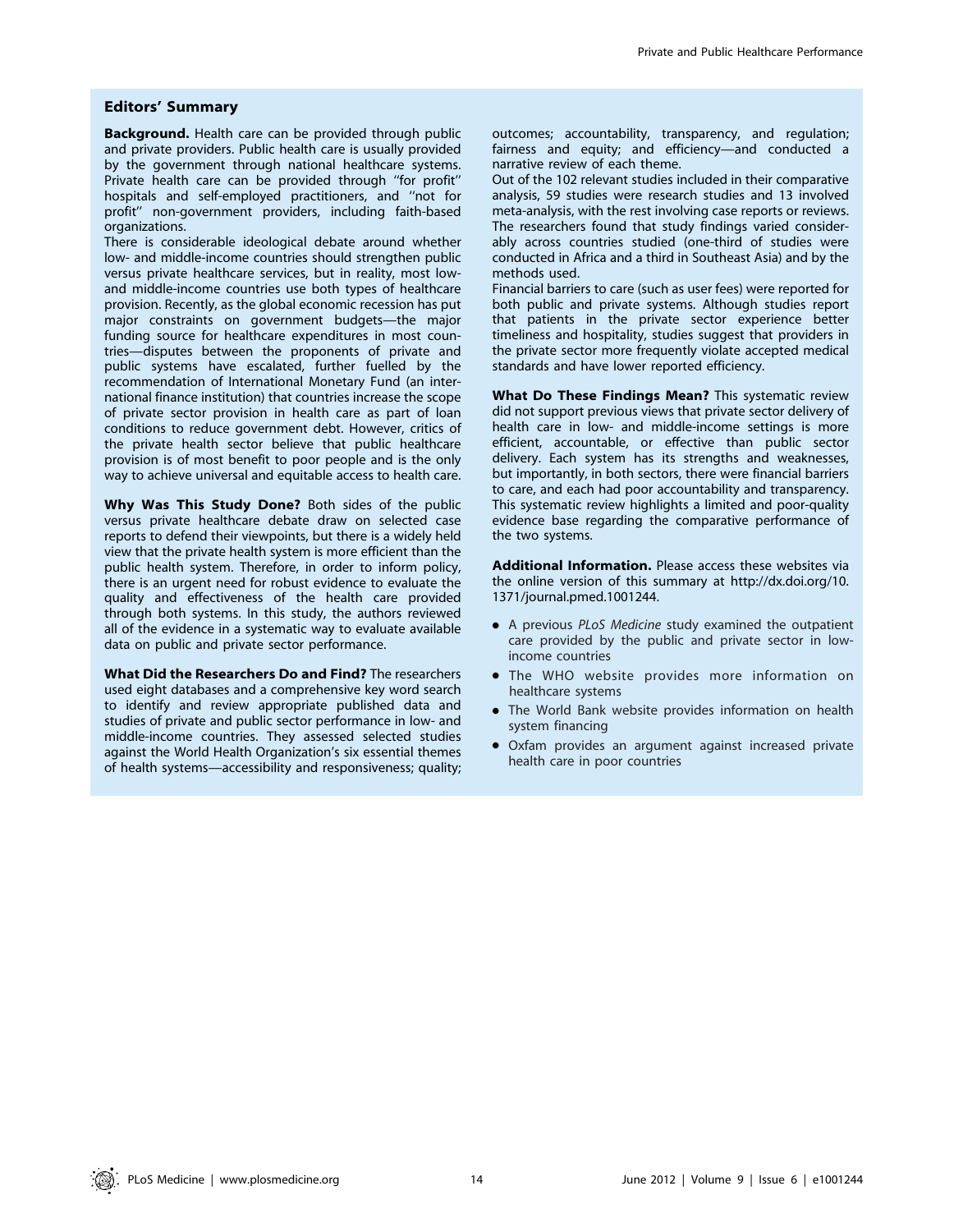## Editors' Summary

**Background.** Health care can be provided through public and private providers. Public health care is usually provided by the government through national healthcare systems. Private health care can be provided through ''for profit'' hospitals and self-employed practitioners, and ''not for profit'' non-government providers, including faith-based organizations.

There is considerable ideological debate around whether low- and middle-income countries should strengthen public versus private healthcare services, but in reality, most low- and middle-income countries use both types of healthcare provision. Recently, as the global economic recession has put major constraints on government budgets—the major funding source for healthcare expenditures in most countries—disputes between the proponents of private and public systems have escalated, further fuelled by the recommendation of International Monetary Fund (an international finance institution) that countries increase the scope of private sector provision in health care as part of loan conditions to reduce government debt. However, critics of the private health sector believe that public healthcare provision is of most benefit to poor people and is the only way to achieve universal and equitable access to health care.

**Why Was This Study Done?** Both sides of the public versus private healthcare debate draw on selected case reports to defend their viewpoints, but there is a widely held view that the private health system is more efficient than the public health system. Therefore, in order to inform policy, there is an urgent need for robust evidence to evaluate the quality and effectiveness of the health care provided through both systems. In this study, the authors reviewed all of the evidence in a systematic way to evaluate available data on public and private sector performance.

**What Did the Researchers Do and Find?** The researchers used eight databases and a comprehensive key word search to identify and review appropriate published data and studies of private and public sector performance in low- and middle-income countries. They assessed selected studies against the World Health Organization's six essential themes of health systems—accessibility and responsiveness; quality; outcomes; accountability, transparency, and regulation; fairness and equity; and efficiency—and conducted a narrative review of each theme.

Out of the 102 relevant studies included in their comparative analysis, 59 studies were research studies and 13 involved meta-analysis, with the rest involving case reports or reviews. The researchers found that study findings varied considerably across countries studied (one-third of studies were conducted in Africa and a third in Southeast Asia) and by the methods used.

Financial barriers to care (such as user fees) were reported for both public and private systems. Although studies report that patients in the private sector experience better timeliness and hospitality, studies suggest that providers in the private sector more frequently violate accepted medical standards and have lower reported efficiency.

**What Do These Findings Mean?** This systematic review did not support previous views that private sector delivery of health care in low- and middle-income settings is more efficient, accountable, or effective than public sector delivery. Each system has its strengths and weaknesses, but importantly, in both sectors, there were financial barriers to care, and each had poor accountability and transparency. This systematic review highlights a limited and poor-quality evidence base regarding the comparative performance of the two systems.

**Additional Information.** Please access these websites via the online version of this summary at http://dx.doi.org/10.1371/journal.pmed.1001244.

- A previous *PLoS Medicine* study examined the outpatient care provided by the public and private sector in low-income countries
- The WHO website provides more information on healthcare systems
- The World Bank website provides information on health system financing
- Oxfam provides an argument against increased private health care in poor countries